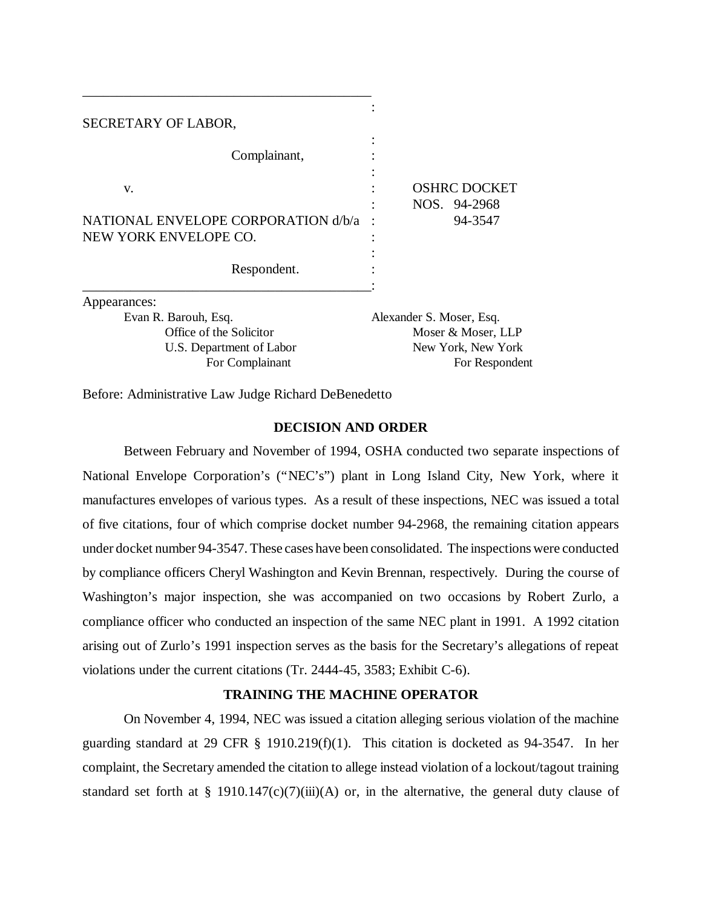SECRETARY OF LABOR,

Complainant,

v.

NATIONAL ENVELOPE CORPORATION d/b/a NEW YORK ENVELOPE CO.

Respondent.

OSHRC DOCKET NOS. 94-2968
94-3547

Appearances:

Evan R. Barouh, Esq.
Office of the Solicitor
U.S. Department of Labor
For Complainant

Alexander S. Moser, Esq.
Moser & Moser, LLP
New York, New York
For Respondent

Before: Administrative Law Judge Richard DeBenedetto

## DECISION AND ORDER

Between February and November of 1994, OSHA conducted two separate inspections of National Envelope Corporation's ("NEC's") plant in Long Island City, New York, where it manufactures envelopes of various types. As a result of these inspections, NEC was issued a total of five citations, four of which comprise docket number 94-2968, the remaining citation appears under docket number 94-3547. These cases have been consolidated. The inspections were conducted by compliance officers Cheryl Washington and Kevin Brennan, respectively. During the course of Washington's major inspection, she was accompanied on two occasions by Robert Zurlo, a compliance officer who conducted an inspection of the same NEC plant in 1991. A 1992 citation arising out of Zurlo's 1991 inspection serves as the basis for the Secretary's allegations of repeat violations under the current citations (Tr. 2444-45, 3583; Exhibit C-6).

## TRAINING THE MACHINE OPERATOR

On November 4, 1994, NEC was issued a citation alleging serious violation of the machine guarding standard at 29 CFR § 1910.219(f)(1). This citation is docketed as 94-3547. In her complaint, the Secretary amended the citation to allege instead violation of a lockout/tagout training standard set forth at § 1910.147(c)(7)(iii)(A) or, in the alternative, the general duty clause of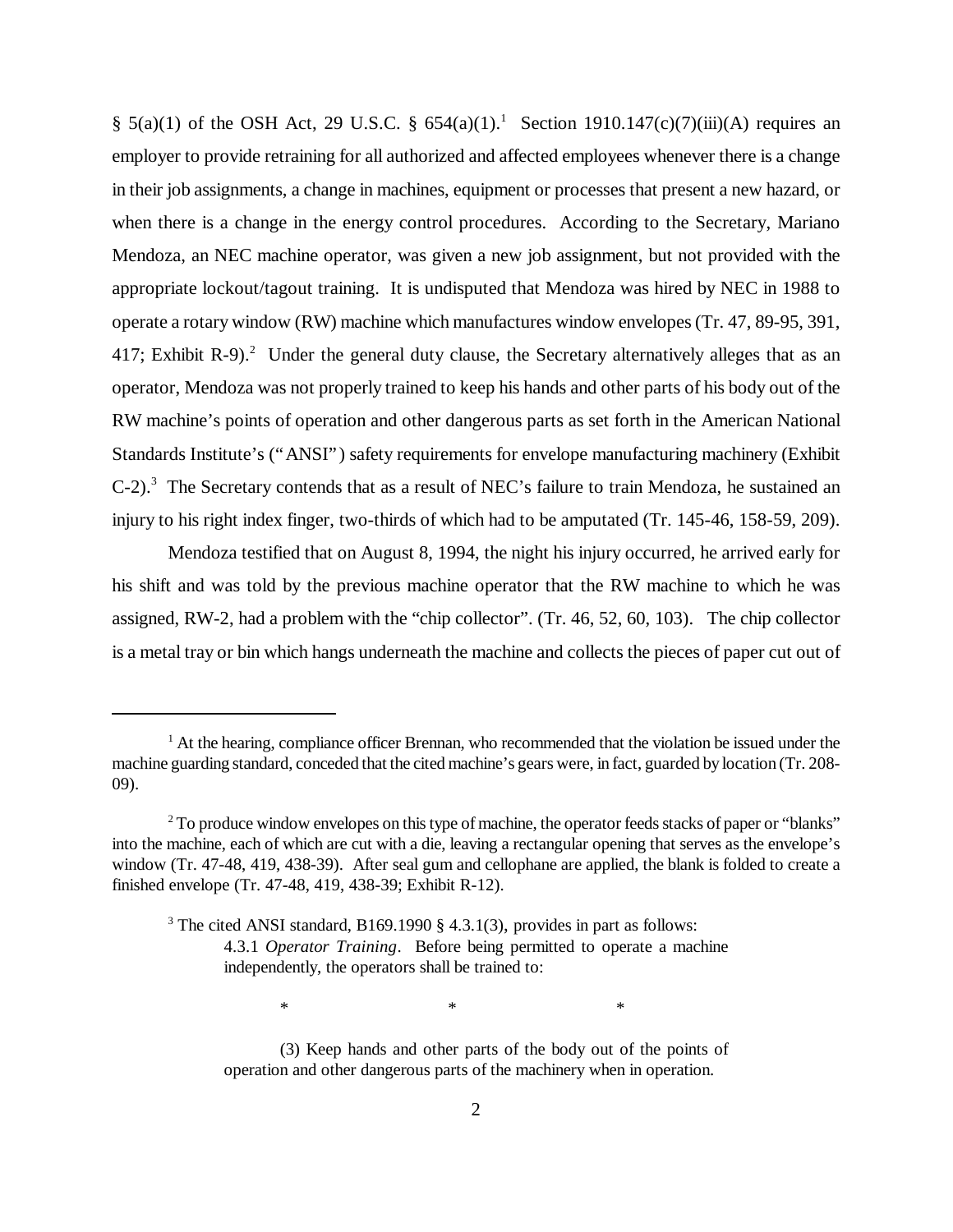§ 5(a)(1) of the OSH Act, 29 U.S.C. § 654(a)(1).[1] Section 1910.147(c)(7)(iii)(A) requires an employer to provide retraining for all authorized and affected employees whenever there is a change in their job assignments, a change in machines, equipment or processes that present a new hazard, or when there is a change in the energy control procedures. According to the Secretary, Mariano Mendoza, an NEC machine operator, was given a new job assignment, but not provided with the appropriate lockout/tagout training. It is undisputed that Mendoza was hired by NEC in 1988 to operate a rotary window (RW) machine which manufactures window envelopes (Tr. 47, 89-95, 391, 417; Exhibit R-9).[2] Under the general duty clause, the Secretary alternatively alleges that as an operator, Mendoza was not properly trained to keep his hands and other parts of his body out of the RW machine's points of operation and other dangerous parts as set forth in the American National Standards Institute's ("ANSI") safety requirements for envelope manufacturing machinery (Exhibit C-2).[3] The Secretary contends that as a result of NEC's failure to train Mendoza, he sustained an injury to his right index finger, two-thirds of which had to be amputated (Tr. 145-46, 158-59, 209).

Mendoza testified that on August 8, 1994, the night his injury occurred, he arrived early for his shift and was told by the previous machine operator that the RW machine to which he was assigned, RW-2, had a problem with the "chip collector". (Tr. 46, 52, 60, 103). The chip collector is a metal tray or bin which hangs underneath the machine and collects the pieces of paper cut out of

---

[1] At the hearing, compliance officer Brennan, who recommended that the violation be issued under the machine guarding standard, conceded that the cited machine's gears were, in fact, guarded by location (Tr. 208-09).

[2] To produce window envelopes on this type of machine, the operator feeds stacks of paper or "blanks" into the machine, each of which are cut with a die, leaving a rectangular opening that serves as the envelope's window (Tr. 47-48, 419, 438-39). After seal gum and cellophane are applied, the blank is folded to create a finished envelope (Tr. 47-48, 419, 438-39; Exhibit R-12).

[3] The cited ANSI standard, B169.1990 § 4.3.1(3), provides in part as follows:

> 4.3.1 *Operator Training*. Before being permitted to operate a machine independently, the operators shall be trained to:
>
> \*　　　　\*　　　　\*
>
> (3) Keep hands and other parts of the body out of the points of operation and other dangerous parts of the machinery when in operation.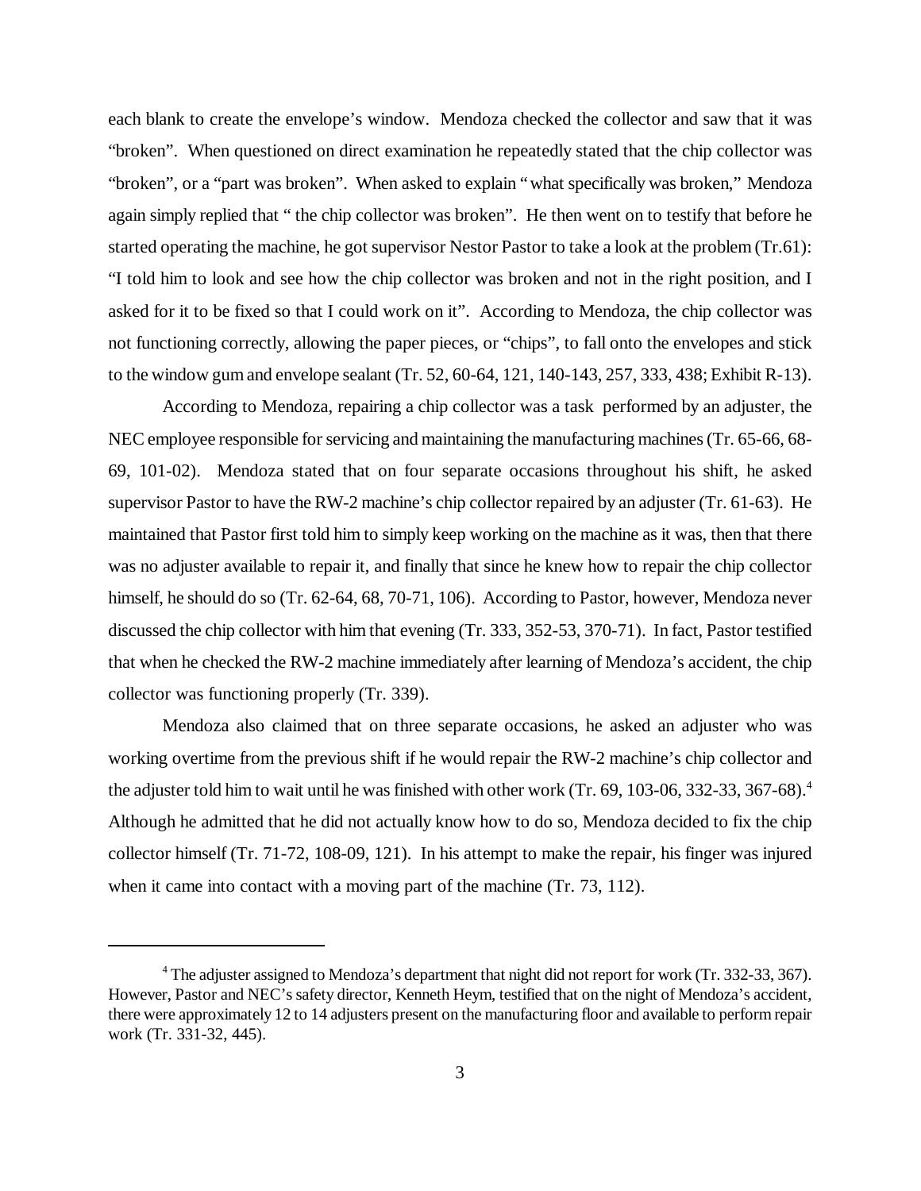each blank to create the envelope's window. Mendoza checked the collector and saw that it was "broken". When questioned on direct examination he repeatedly stated that the chip collector was "broken", or a "part was broken". When asked to explain "what specifically was broken," Mendoza again simply replied that " the chip collector was broken". He then went on to testify that before he started operating the machine, he got supervisor Nestor Pastor to take a look at the problem (Tr.61): "I told him to look and see how the chip collector was broken and not in the right position, and I asked for it to be fixed so that I could work on it". According to Mendoza, the chip collector was not functioning correctly, allowing the paper pieces, or "chips", to fall onto the envelopes and stick to the window gum and envelope sealant (Tr. 52, 60-64, 121, 140-143, 257, 333, 438; Exhibit R-13).

According to Mendoza, repairing a chip collector was a task performed by an adjuster, the NEC employee responsible for servicing and maintaining the manufacturing machines (Tr. 65-66, 68-69, 101-02). Mendoza stated that on four separate occasions throughout his shift, he asked supervisor Pastor to have the RW-2 machine's chip collector repaired by an adjuster (Tr. 61-63). He maintained that Pastor first told him to simply keep working on the machine as it was, then that there was no adjuster available to repair it, and finally that since he knew how to repair the chip collector himself, he should do so (Tr. 62-64, 68, 70-71, 106). According to Pastor, however, Mendoza never discussed the chip collector with him that evening (Tr. 333, 352-53, 370-71). In fact, Pastor testified that when he checked the RW-2 machine immediately after learning of Mendoza's accident, the chip collector was functioning properly (Tr. 339).

Mendoza also claimed that on three separate occasions, he asked an adjuster who was working overtime from the previous shift if he would repair the RW-2 machine's chip collector and the adjuster told him to wait until he was finished with other work (Tr. 69, 103-06, 332-33, 367-68).[4] Although he admitted that he did not actually know how to do so, Mendoza decided to fix the chip collector himself (Tr. 71-72, 108-09, 121). In his attempt to make the repair, his finger was injured when it came into contact with a moving part of the machine (Tr. 73, 112).

[4] The adjuster assigned to Mendoza's department that night did not report for work (Tr. 332-33, 367). However, Pastor and NEC's safety director, Kenneth Heym, testified that on the night of Mendoza's accident, there were approximately 12 to 14 adjusters present on the manufacturing floor and available to perform repair work (Tr. 331-32, 445).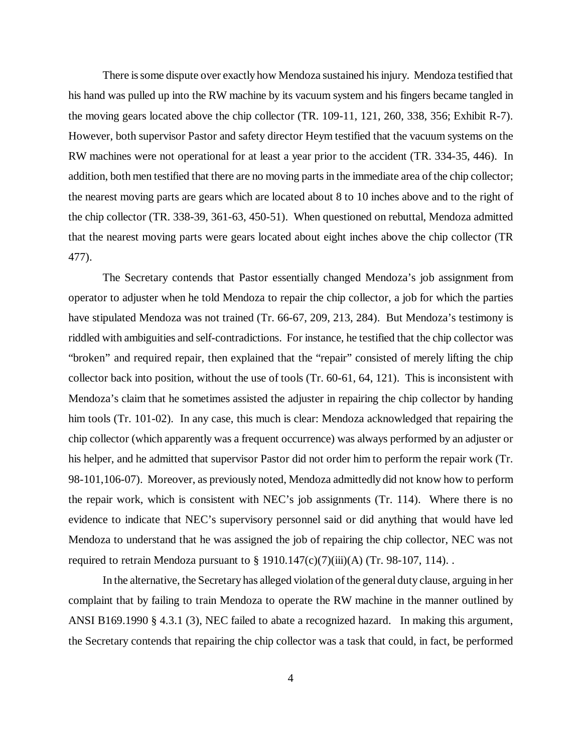There is some dispute over exactly how Mendoza sustained his injury. Mendoza testified that his hand was pulled up into the RW machine by its vacuum system and his fingers became tangled in the moving gears located above the chip collector (TR. 109-11, 121, 260, 338, 356; Exhibit R-7). However, both supervisor Pastor and safety director Heym testified that the vacuum systems on the RW machines were not operational for at least a year prior to the accident (TR. 334-35, 446). In addition, both men testified that there are no moving parts in the immediate area of the chip collector; the nearest moving parts are gears which are located about 8 to 10 inches above and to the right of the chip collector (TR. 338-39, 361-63, 450-51). When questioned on rebuttal, Mendoza admitted that the nearest moving parts were gears located about eight inches above the chip collector (TR 477).

The Secretary contends that Pastor essentially changed Mendoza's job assignment from operator to adjuster when he told Mendoza to repair the chip collector, a job for which the parties have stipulated Mendoza was not trained (Tr. 66-67, 209, 213, 284). But Mendoza's testimony is riddled with ambiguities and self-contradictions. For instance, he testified that the chip collector was "broken" and required repair, then explained that the "repair" consisted of merely lifting the chip collector back into position, without the use of tools (Tr. 60-61, 64, 121). This is inconsistent with Mendoza's claim that he sometimes assisted the adjuster in repairing the chip collector by handing him tools (Tr. 101-02). In any case, this much is clear: Mendoza acknowledged that repairing the chip collector (which apparently was a frequent occurrence) was always performed by an adjuster or his helper, and he admitted that supervisor Pastor did not order him to perform the repair work (Tr. 98-101,106-07). Moreover, as previously noted, Mendoza admittedly did not know how to perform the repair work, which is consistent with NEC's job assignments (Tr. 114). Where there is no evidence to indicate that NEC's supervisory personnel said or did anything that would have led Mendoza to understand that he was assigned the job of repairing the chip collector, NEC was not required to retrain Mendoza pursuant to § 1910.147(c)(7)(iii)(A) (Tr. 98-107, 114). .

In the alternative, the Secretary has alleged violation of the general duty clause, arguing in her complaint that by failing to train Mendoza to operate the RW machine in the manner outlined by ANSI B169.1990 § 4.3.1 (3), NEC failed to abate a recognized hazard. In making this argument, the Secretary contends that repairing the chip collector was a task that could, in fact, be performed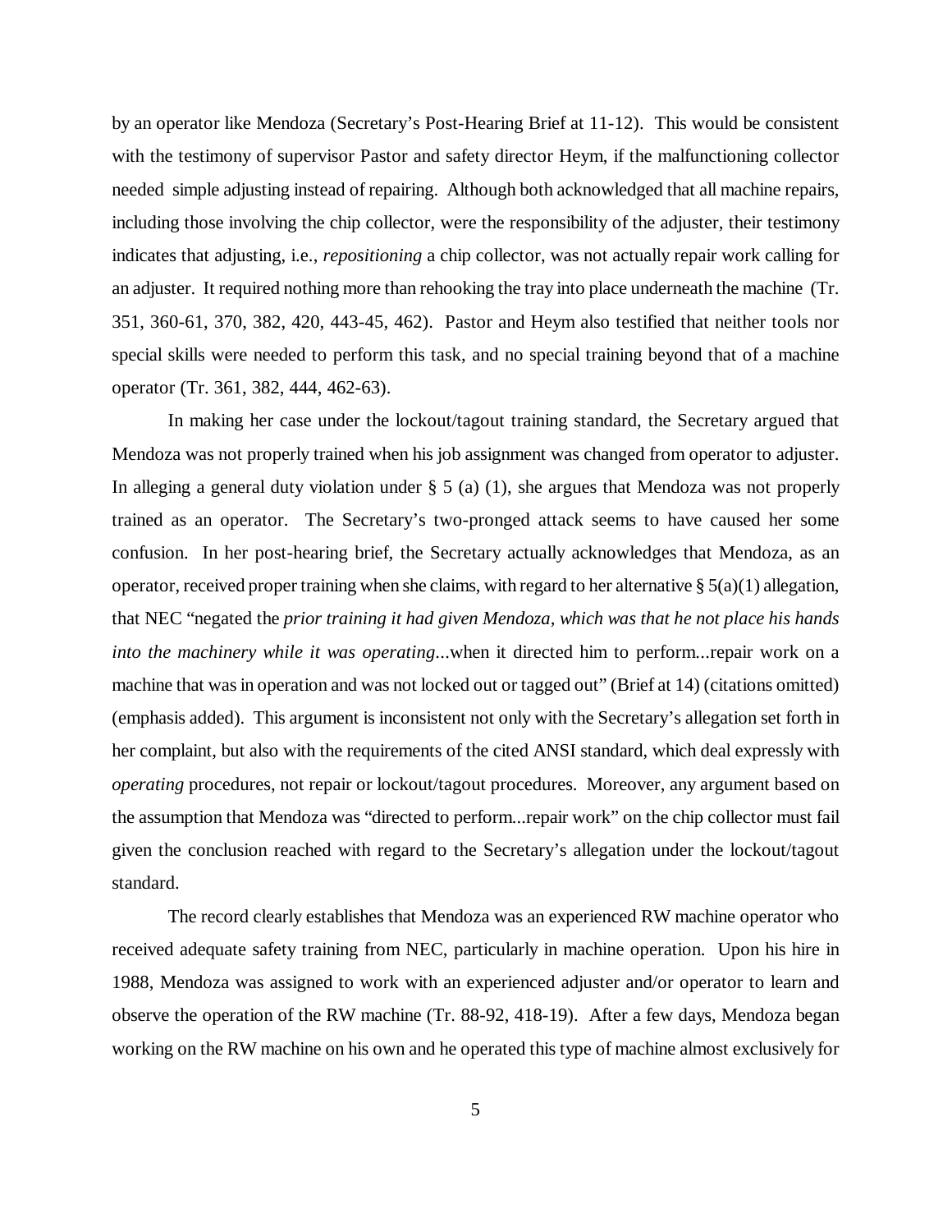by an operator like Mendoza (Secretary's Post-Hearing Brief at 11-12). This would be consistent with the testimony of supervisor Pastor and safety director Heym, if the malfunctioning collector needed simple adjusting instead of repairing. Although both acknowledged that all machine repairs, including those involving the chip collector, were the responsibility of the adjuster, their testimony indicates that adjusting, i.e., *repositioning* a chip collector, was not actually repair work calling for an adjuster. It required nothing more than rehooking the tray into place underneath the machine (Tr. 351, 360-61, 370, 382, 420, 443-45, 462). Pastor and Heym also testified that neither tools nor special skills were needed to perform this task, and no special training beyond that of a machine operator (Tr. 361, 382, 444, 462-63).

In making her case under the lockout/tagout training standard, the Secretary argued that Mendoza was not properly trained when his job assignment was changed from operator to adjuster. In alleging a general duty violation under § 5 (a) (1), she argues that Mendoza was not properly trained as an operator. The Secretary's two-pronged attack seems to have caused her some confusion. In her post-hearing brief, the Secretary actually acknowledges that Mendoza, as an operator, received proper training when she claims, with regard to her alternative § 5(a)(1) allegation, that NEC "negated the *prior training it had given Mendoza, which was that he not place his hands into the machinery while it was operating*...when it directed him to perform...repair work on a machine that was in operation and was not locked out or tagged out" (Brief at 14) (citations omitted) (emphasis added). This argument is inconsistent not only with the Secretary's allegation set forth in her complaint, but also with the requirements of the cited ANSI standard, which deal expressly with *operating* procedures, not repair or lockout/tagout procedures. Moreover, any argument based on the assumption that Mendoza was "directed to perform...repair work" on the chip collector must fail given the conclusion reached with regard to the Secretary's allegation under the lockout/tagout standard.

The record clearly establishes that Mendoza was an experienced RW machine operator who received adequate safety training from NEC, particularly in machine operation. Upon his hire in 1988, Mendoza was assigned to work with an experienced adjuster and/or operator to learn and observe the operation of the RW machine (Tr. 88-92, 418-19). After a few days, Mendoza began working on the RW machine on his own and he operated this type of machine almost exclusively for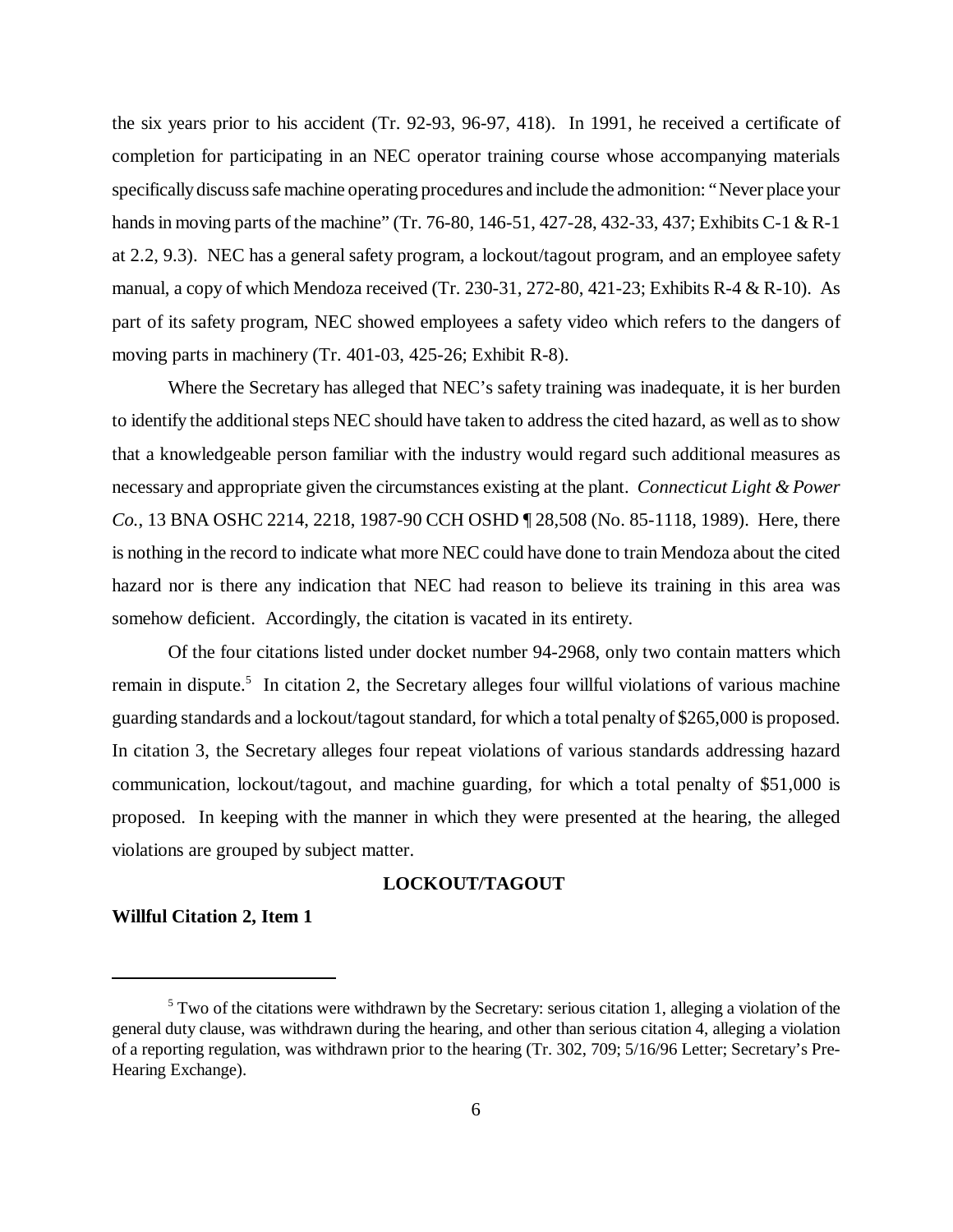the six years prior to his accident (Tr. 92-93, 96-97, 418). In 1991, he received a certificate of completion for participating in an NEC operator training course whose accompanying materials specifically discuss safe machine operating procedures and include the admonition: "Never place your hands in moving parts of the machine" (Tr. 76-80, 146-51, 427-28, 432-33, 437; Exhibits C-1 & R-1 at 2.2, 9.3). NEC has a general safety program, a lockout/tagout program, and an employee safety manual, a copy of which Mendoza received (Tr. 230-31, 272-80, 421-23; Exhibits R-4 & R-10). As part of its safety program, NEC showed employees a safety video which refers to the dangers of moving parts in machinery (Tr. 401-03, 425-26; Exhibit R-8).

Where the Secretary has alleged that NEC's safety training was inadequate, it is her burden to identify the additional steps NEC should have taken to address the cited hazard, as well as to show that a knowledgeable person familiar with the industry would regard such additional measures as necessary and appropriate given the circumstances existing at the plant. *Connecticut Light & Power Co.*, 13 BNA OSHC 2214, 2218, 1987-90 CCH OSHD ¶ 28,508 (No. 85-1118, 1989). Here, there is nothing in the record to indicate what more NEC could have done to train Mendoza about the cited hazard nor is there any indication that NEC had reason to believe its training in this area was somehow deficient. Accordingly, the citation is vacated in its entirety.

Of the four citations listed under docket number 94-2968, only two contain matters which remain in dispute.[5] In citation 2, the Secretary alleges four willful violations of various machine guarding standards and a lockout/tagout standard, for which a total penalty of $265,000 is proposed. In citation 3, the Secretary alleges four repeat violations of various standards addressing hazard communication, lockout/tagout, and machine guarding, for which a total penalty of $51,000 is proposed. In keeping with the manner in which they were presented at the hearing, the alleged violations are grouped by subject matter.

## LOCKOUT/TAGOUT

**Willful Citation 2, Item 1**

---

[5] Two of the citations were withdrawn by the Secretary: serious citation 1, alleging a violation of the general duty clause, was withdrawn during the hearing, and other than serious citation 4, alleging a violation of a reporting regulation, was withdrawn prior to the hearing (Tr. 302, 709; 5/16/96 Letter; Secretary's Pre-Hearing Exchange).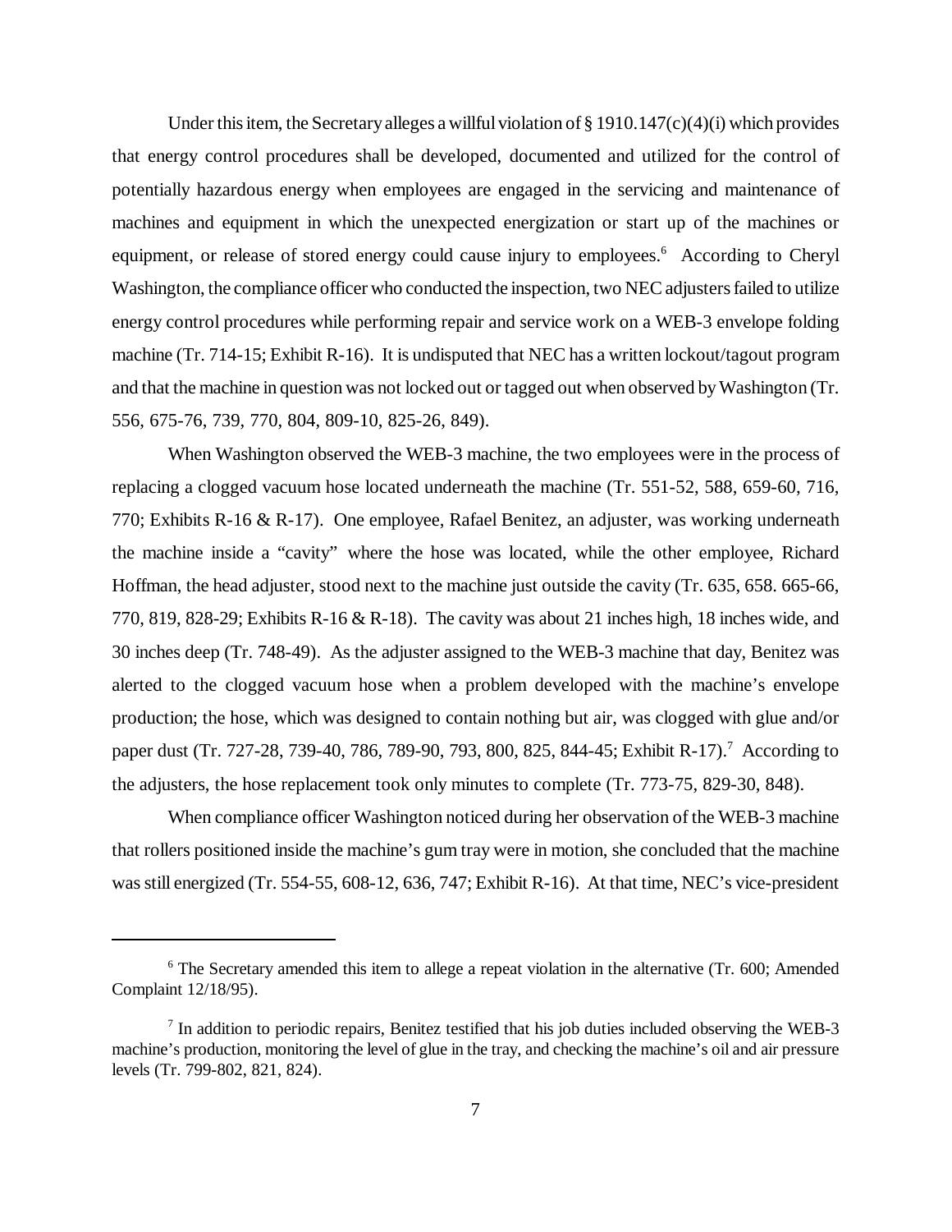Under this item, the Secretary alleges a willful violation of § 1910.147(c)(4)(i) which provides that energy control procedures shall be developed, documented and utilized for the control of potentially hazardous energy when employees are engaged in the servicing and maintenance of machines and equipment in which the unexpected energization or start up of the machines or equipment, or release of stored energy could cause injury to employees.[6] According to Cheryl Washington, the compliance officer who conducted the inspection, two NEC adjusters failed to utilize energy control procedures while performing repair and service work on a WEB-3 envelope folding machine (Tr. 714-15; Exhibit R-16). It is undisputed that NEC has a written lockout/tagout program and that the machine in question was not locked out or tagged out when observed by Washington (Tr. 556, 675-76, 739, 770, 804, 809-10, 825-26, 849).

When Washington observed the WEB-3 machine, the two employees were in the process of replacing a clogged vacuum hose located underneath the machine (Tr. 551-52, 588, 659-60, 716, 770; Exhibits R-16 & R-17). One employee, Rafael Benitez, an adjuster, was working underneath the machine inside a "cavity" where the hose was located, while the other employee, Richard Hoffman, the head adjuster, stood next to the machine just outside the cavity (Tr. 635, 658. 665-66, 770, 819, 828-29; Exhibits R-16 & R-18). The cavity was about 21 inches high, 18 inches wide, and 30 inches deep (Tr. 748-49). As the adjuster assigned to the WEB-3 machine that day, Benitez was alerted to the clogged vacuum hose when a problem developed with the machine's envelope production; the hose, which was designed to contain nothing but air, was clogged with glue and/or paper dust (Tr. 727-28, 739-40, 786, 789-90, 793, 800, 825, 844-45; Exhibit R-17).[7] According to the adjusters, the hose replacement took only minutes to complete (Tr. 773-75, 829-30, 848).

When compliance officer Washington noticed during her observation of the WEB-3 machine that rollers positioned inside the machine's gum tray were in motion, she concluded that the machine was still energized (Tr. 554-55, 608-12, 636, 747; Exhibit R-16). At that time, NEC's vice-president

---

[6] The Secretary amended this item to allege a repeat violation in the alternative (Tr. 600; Amended Complaint 12/18/95).

[7] In addition to periodic repairs, Benitez testified that his job duties included observing the WEB-3 machine's production, monitoring the level of glue in the tray, and checking the machine's oil and air pressure levels (Tr. 799-802, 821, 824).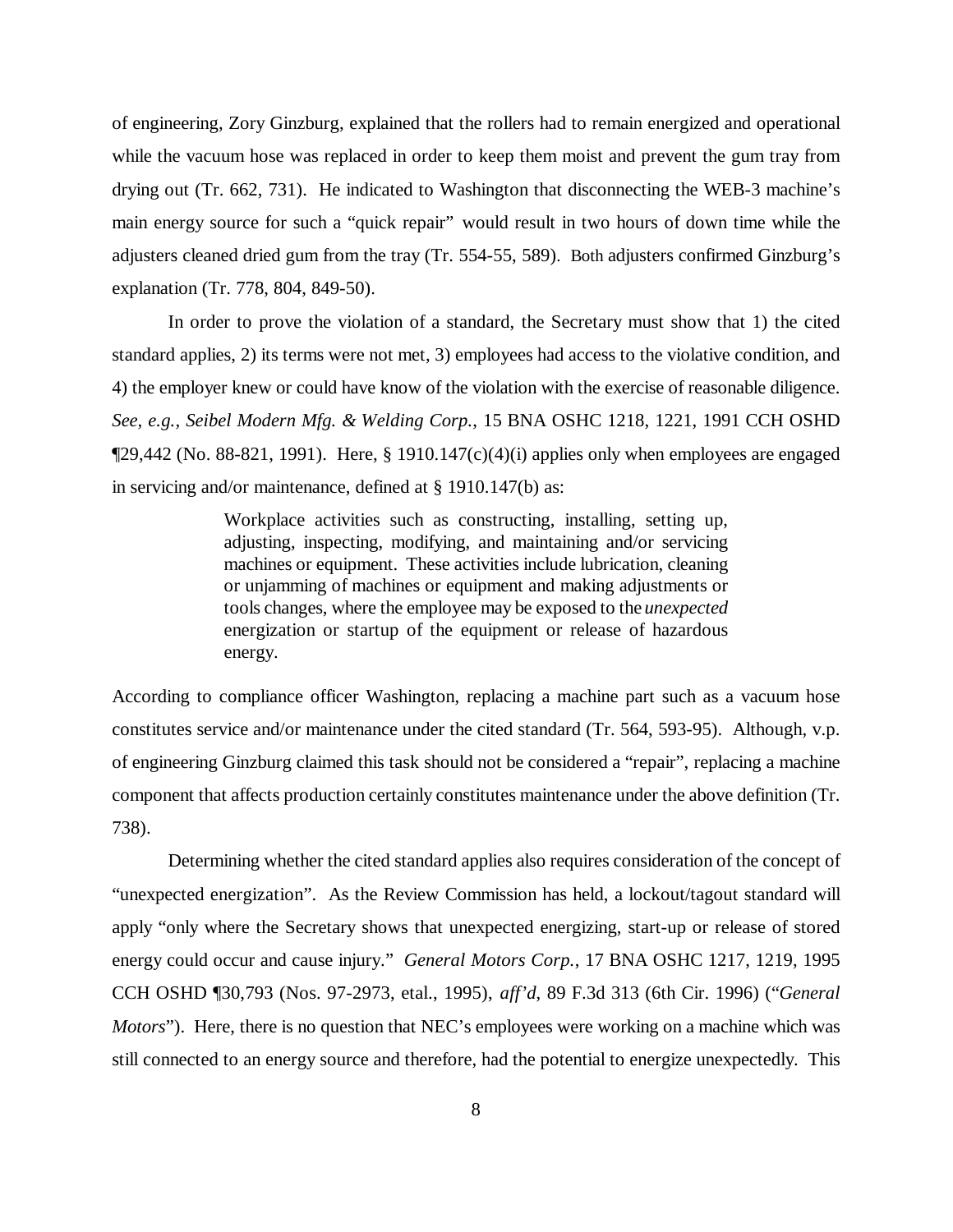of engineering, Zory Ginzburg, explained that the rollers had to remain energized and operational while the vacuum hose was replaced in order to keep them moist and prevent the gum tray from drying out (Tr. 662, 731). He indicated to Washington that disconnecting the WEB-3 machine's main energy source for such a "quick repair" would result in two hours of down time while the adjusters cleaned dried gum from the tray (Tr. 554-55, 589). Both adjusters confirmed Ginzburg's explanation (Tr. 778, 804, 849-50).

In order to prove the violation of a standard, the Secretary must show that 1) the cited standard applies, 2) its terms were not met, 3) employees had access to the violative condition, and 4) the employer knew or could have know of the violation with the exercise of reasonable diligence. *See, e.g., Seibel Modern Mfg. & Welding Corp.*, 15 BNA OSHC 1218, 1221, 1991 CCH OSHD ¶29,442 (No. 88-821, 1991). Here, § 1910.147(c)(4)(i) applies only when employees are engaged in servicing and/or maintenance, defined at § 1910.147(b) as:

> Workplace activities such as constructing, installing, setting up, adjusting, inspecting, modifying, and maintaining and/or servicing machines or equipment. These activities include lubrication, cleaning or unjamming of machines or equipment and making adjustments or tools changes, where the employee may be exposed to the *unexpected* energization or startup of the equipment or release of hazardous energy.

According to compliance officer Washington, replacing a machine part such as a vacuum hose constitutes service and/or maintenance under the cited standard (Tr. 564, 593-95). Although, v.p. of engineering Ginzburg claimed this task should not be considered a "repair", replacing a machine component that affects production certainly constitutes maintenance under the above definition (Tr. 738).

Determining whether the cited standard applies also requires consideration of the concept of "unexpected energization". As the Review Commission has held, a lockout/tagout standard will apply "only where the Secretary shows that unexpected energizing, start-up or release of stored energy could occur and cause injury." *General Motors Corp.*, 17 BNA OSHC 1217, 1219, 1995 CCH OSHD ¶30,793 (Nos. 97-2973, etal., 1995), *aff'd*, 89 F.3d 313 (6th Cir. 1996) ("*General Motors*"). Here, there is no question that NEC's employees were working on a machine which was still connected to an energy source and therefore, had the potential to energize unexpectedly. This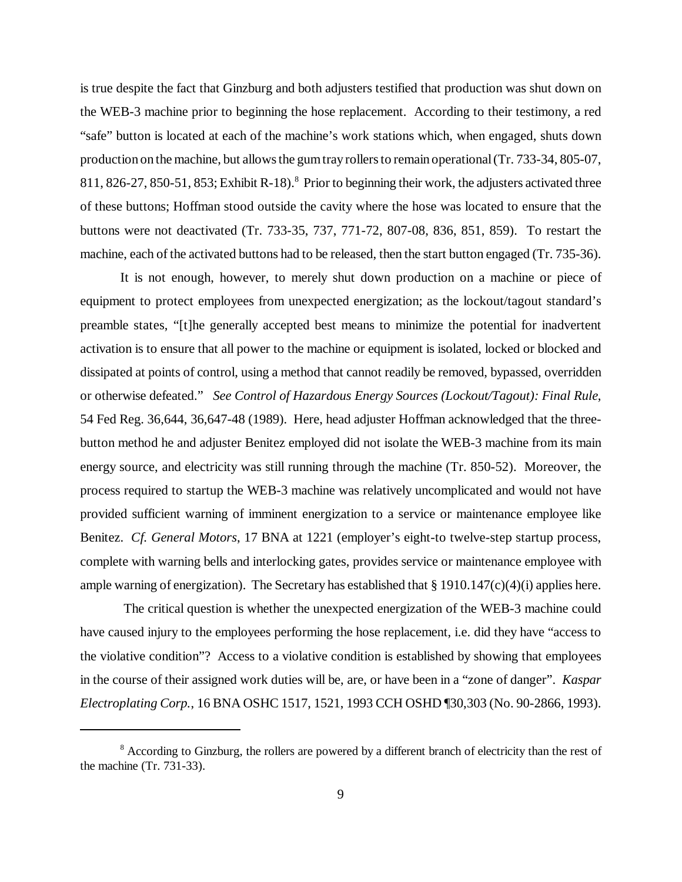is true despite the fact that Ginzburg and both adjusters testified that production was shut down on the WEB-3 machine prior to beginning the hose replacement. According to their testimony, a red "safe" button is located at each of the machine's work stations which, when engaged, shuts down production on the machine, but allows the gum tray rollers to remain operational (Tr. 733-34, 805-07, 811, 826-27, 850-51, 853; Exhibit R-18).[8] Prior to beginning their work, the adjusters activated three of these buttons; Hoffman stood outside the cavity where the hose was located to ensure that the buttons were not deactivated (Tr. 733-35, 737, 771-72, 807-08, 836, 851, 859). To restart the machine, each of the activated buttons had to be released, then the start button engaged (Tr. 735-36).

It is not enough, however, to merely shut down production on a machine or piece of equipment to protect employees from unexpected energization; as the lockout/tagout standard's preamble states, "[t]he generally accepted best means to minimize the potential for inadvertent activation is to ensure that all power to the machine or equipment is isolated, locked or blocked and dissipated at points of control, using a method that cannot readily be removed, bypassed, overridden or otherwise defeated." *See Control of Hazardous Energy Sources (Lockout/Tagout): Final Rule*, 54 Fed Reg. 36,644, 36,647-48 (1989). Here, head adjuster Hoffman acknowledged that the three-button method he and adjuster Benitez employed did not isolate the WEB-3 machine from its main energy source, and electricity was still running through the machine (Tr. 850-52). Moreover, the process required to startup the WEB-3 machine was relatively uncomplicated and would not have provided sufficient warning of imminent energization to a service or maintenance employee like Benitez. *Cf. General Motors*, 17 BNA at 1221 (employer's eight-to twelve-step startup process, complete with warning bells and interlocking gates, provides service or maintenance employee with ample warning of energization). The Secretary has established that § 1910.147(c)(4)(i) applies here.

The critical question is whether the unexpected energization of the WEB-3 machine could have caused injury to the employees performing the hose replacement, i.e. did they have "access to the violative condition"? Access to a violative condition is established by showing that employees in the course of their assigned work duties will be, are, or have been in a "zone of danger". *Kaspar Electroplating Corp.*, 16 BNA OSHC 1517, 1521, 1993 CCH OSHD ¶30,303 (No. 90-2866, 1993).

[8] According to Ginzburg, the rollers are powered by a different branch of electricity than the rest of the machine (Tr. 731-33).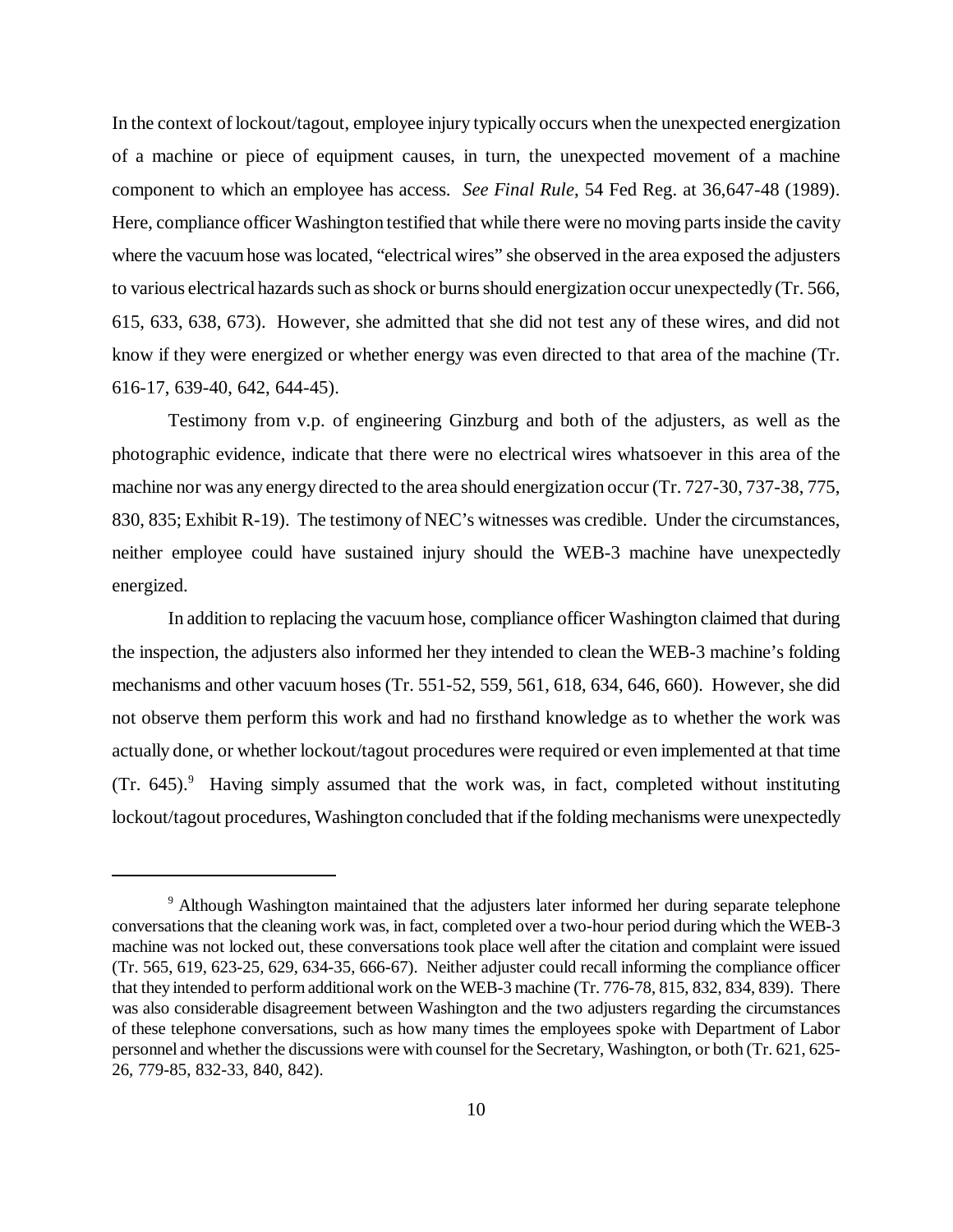In the context of lockout/tagout, employee injury typically occurs when the unexpected energization of a machine or piece of equipment causes, in turn, the unexpected movement of a machine component to which an employee has access. *See Final Rule*, 54 Fed Reg. at 36,647-48 (1989). Here, compliance officer Washington testified that while there were no moving parts inside the cavity where the vacuum hose was located, "electrical wires" she observed in the area exposed the adjusters to various electrical hazards such as shock or burns should energization occur unexpectedly (Tr. 566, 615, 633, 638, 673). However, she admitted that she did not test any of these wires, and did not know if they were energized or whether energy was even directed to that area of the machine (Tr. 616-17, 639-40, 642, 644-45).

Testimony from v.p. of engineering Ginzburg and both of the adjusters, as well as the photographic evidence, indicate that there were no electrical wires whatsoever in this area of the machine nor was any energy directed to the area should energization occur (Tr. 727-30, 737-38, 775, 830, 835; Exhibit R-19). The testimony of NEC's witnesses was credible. Under the circumstances, neither employee could have sustained injury should the WEB-3 machine have unexpectedly energized.

In addition to replacing the vacuum hose, compliance officer Washington claimed that during the inspection, the adjusters also informed her they intended to clean the WEB-3 machine's folding mechanisms and other vacuum hoses (Tr. 551-52, 559, 561, 618, 634, 646, 660). However, she did not observe them perform this work and had no firsthand knowledge as to whether the work was actually done, or whether lockout/tagout procedures were required or even implemented at that time (Tr. 645).[9] Having simply assumed that the work was, in fact, completed without instituting lockout/tagout procedures, Washington concluded that if the folding mechanisms were unexpectedly

[9] Although Washington maintained that the adjusters later informed her during separate telephone conversations that the cleaning work was, in fact, completed over a two-hour period during which the WEB-3 machine was not locked out, these conversations took place well after the citation and complaint were issued (Tr. 565, 619, 623-25, 629, 634-35, 666-67). Neither adjuster could recall informing the compliance officer that they intended to perform additional work on the WEB-3 machine (Tr. 776-78, 815, 832, 834, 839). There was also considerable disagreement between Washington and the two adjusters regarding the circumstances of these telephone conversations, such as how many times the employees spoke with Department of Labor personnel and whether the discussions were with counsel for the Secretary, Washington, or both (Tr. 621, 625-26, 779-85, 832-33, 840, 842).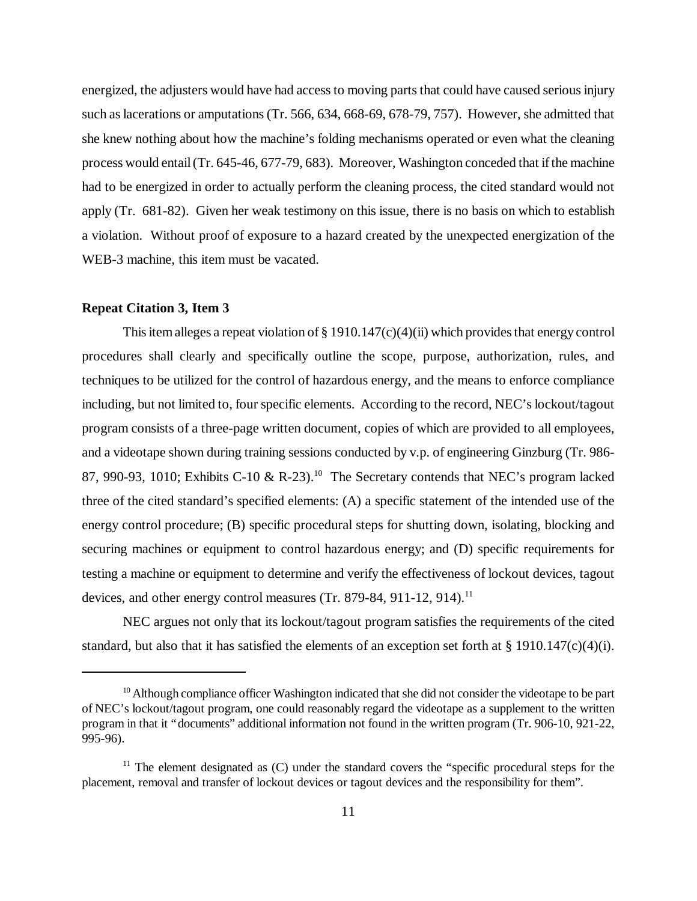energized, the adjusters would have had access to moving parts that could have caused serious injury such as lacerations or amputations (Tr. 566, 634, 668-69, 678-79, 757). However, she admitted that she knew nothing about how the machine's folding mechanisms operated or even what the cleaning process would entail (Tr. 645-46, 677-79, 683). Moreover, Washington conceded that if the machine had to be energized in order to actually perform the cleaning process, the cited standard would not apply (Tr. 681-82). Given her weak testimony on this issue, there is no basis on which to establish a violation. Without proof of exposure to a hazard created by the unexpected energization of the WEB-3 machine, this item must be vacated.

**Repeat Citation 3, Item 3**

This item alleges a repeat violation of § 1910.147(c)(4)(ii) which provides that energy control procedures shall clearly and specifically outline the scope, purpose, authorization, rules, and techniques to be utilized for the control of hazardous energy, and the means to enforce compliance including, but not limited to, four specific elements. According to the record, NEC's lockout/tagout program consists of a three-page written document, copies of which are provided to all employees, and a videotape shown during training sessions conducted by v.p. of engineering Ginzburg (Tr. 986-87, 990-93, 1010; Exhibits C-10 & R-23).[10] The Secretary contends that NEC's program lacked three of the cited standard's specified elements: (A) a specific statement of the intended use of the energy control procedure; (B) specific procedural steps for shutting down, isolating, blocking and securing machines or equipment to control hazardous energy; and (D) specific requirements for testing a machine or equipment to determine and verify the effectiveness of lockout devices, tagout devices, and other energy control measures (Tr. 879-84, 911-12, 914).[11]

NEC argues not only that its lockout/tagout program satisfies the requirements of the cited standard, but also that it has satisfied the elements of an exception set forth at § 1910.147(c)(4)(i).

---

[10] Although compliance officer Washington indicated that she did not consider the videotape to be part of NEC's lockout/tagout program, one could reasonably regard the videotape as a supplement to the written program in that it "documents" additional information not found in the written program (Tr. 906-10, 921-22, 995-96).

[11] The element designated as (C) under the standard covers the "specific procedural steps for the placement, removal and transfer of lockout devices or tagout devices and the responsibility for them".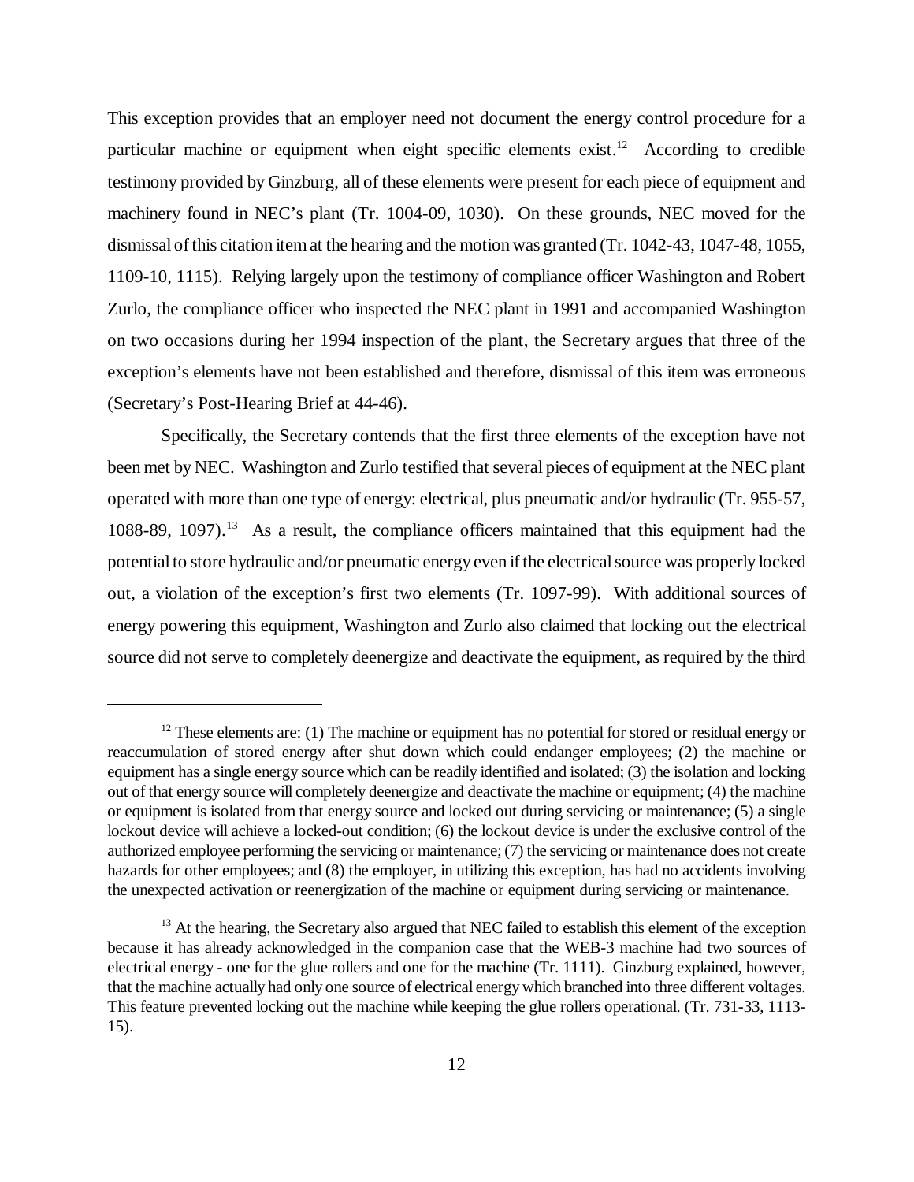This exception provides that an employer need not document the energy control procedure for a particular machine or equipment when eight specific elements exist.[12] According to credible testimony provided by Ginzburg, all of these elements were present for each piece of equipment and machinery found in NEC's plant (Tr. 1004-09, 1030). On these grounds, NEC moved for the dismissal of this citation item at the hearing and the motion was granted (Tr. 1042-43, 1047-48, 1055, 1109-10, 1115). Relying largely upon the testimony of compliance officer Washington and Robert Zurlo, the compliance officer who inspected the NEC plant in 1991 and accompanied Washington on two occasions during her 1994 inspection of the plant, the Secretary argues that three of the exception's elements have not been established and therefore, dismissal of this item was erroneous (Secretary's Post-Hearing Brief at 44-46).

Specifically, the Secretary contends that the first three elements of the exception have not been met by NEC. Washington and Zurlo testified that several pieces of equipment at the NEC plant operated with more than one type of energy: electrical, plus pneumatic and/or hydraulic (Tr. 955-57, 1088-89, 1097).[13] As a result, the compliance officers maintained that this equipment had the potential to store hydraulic and/or pneumatic energy even if the electrical source was properly locked out, a violation of the exception's first two elements (Tr. 1097-99). With additional sources of energy powering this equipment, Washington and Zurlo also claimed that locking out the electrical source did not serve to completely deenergize and deactivate the equipment, as required by the third

---

[12] These elements are: (1) The machine or equipment has no potential for stored or residual energy or reaccumulation of stored energy after shut down which could endanger employees; (2) the machine or equipment has a single energy source which can be readily identified and isolated; (3) the isolation and locking out of that energy source will completely deenergize and deactivate the machine or equipment; (4) the machine or equipment is isolated from that energy source and locked out during servicing or maintenance; (5) a single lockout device will achieve a locked-out condition; (6) the lockout device is under the exclusive control of the authorized employee performing the servicing or maintenance; (7) the servicing or maintenance does not create hazards for other employees; and (8) the employer, in utilizing this exception, has had no accidents involving the unexpected activation or reenergization of the machine or equipment during servicing or maintenance.

[13] At the hearing, the Secretary also argued that NEC failed to establish this element of the exception because it has already acknowledged in the companion case that the WEB-3 machine had two sources of electrical energy - one for the glue rollers and one for the machine (Tr. 1111). Ginzburg explained, however, that the machine actually had only one source of electrical energy which branched into three different voltages. This feature prevented locking out the machine while keeping the glue rollers operational. (Tr. 731-33, 1113-15).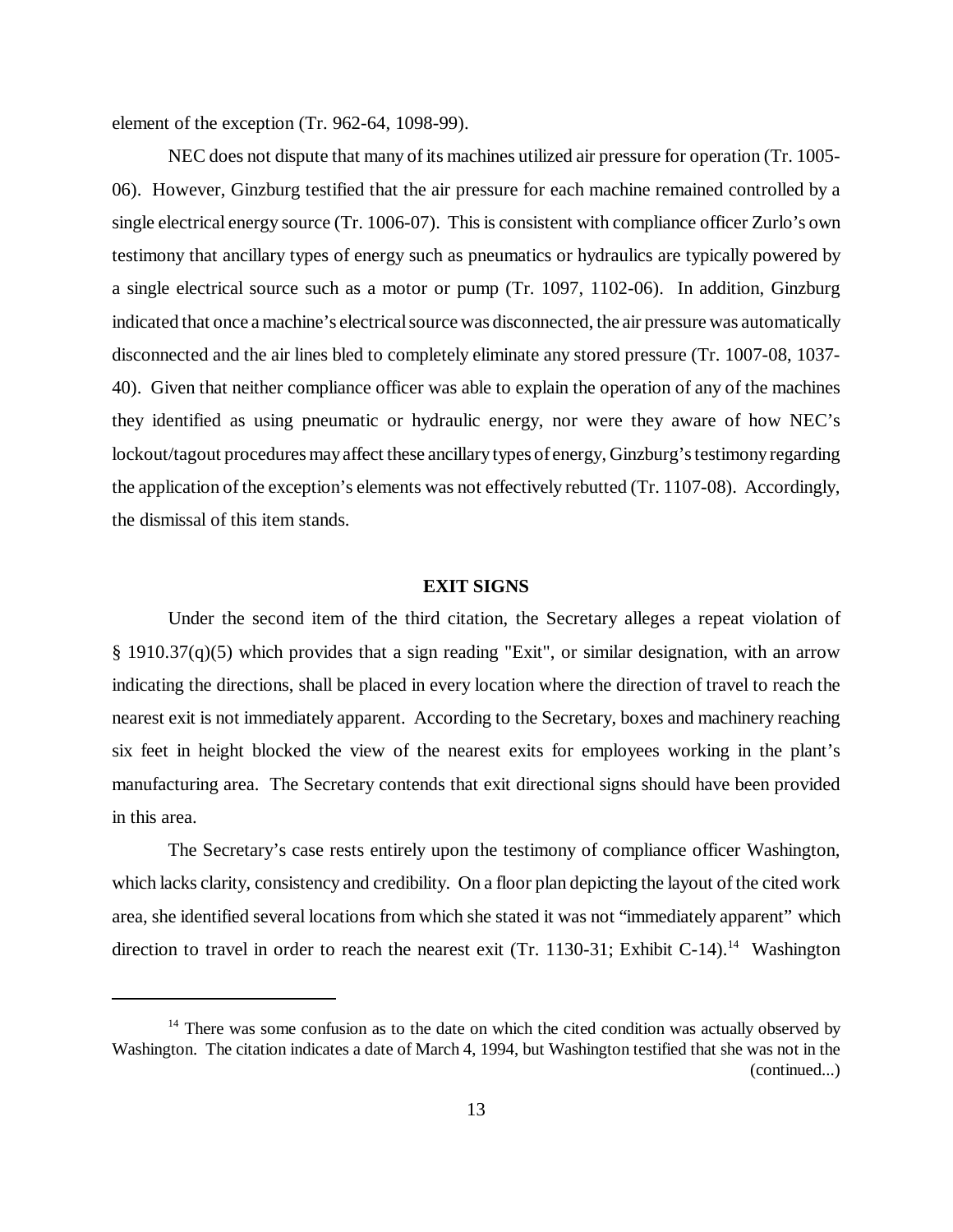element of the exception (Tr. 962-64, 1098-99).

NEC does not dispute that many of its machines utilized air pressure for operation (Tr. 1005-06). However, Ginzburg testified that the air pressure for each machine remained controlled by a single electrical energy source (Tr. 1006-07). This is consistent with compliance officer Zurlo's own testimony that ancillary types of energy such as pneumatics or hydraulics are typically powered by a single electrical source such as a motor or pump (Tr. 1097, 1102-06). In addition, Ginzburg indicated that once a machine's electrical source was disconnected, the air pressure was automatically disconnected and the air lines bled to completely eliminate any stored pressure (Tr. 1007-08, 1037-40). Given that neither compliance officer was able to explain the operation of any of the machines they identified as using pneumatic or hydraulic energy, nor were they aware of how NEC's lockout/tagout procedures may affect these ancillary types of energy, Ginzburg's testimony regarding the application of the exception's elements was not effectively rebutted (Tr. 1107-08). Accordingly, the dismissal of this item stands.

## EXIT SIGNS

Under the second item of the third citation, the Secretary alleges a repeat violation of § 1910.37(q)(5) which provides that a sign reading "Exit", or similar designation, with an arrow indicating the directions, shall be placed in every location where the direction of travel to reach the nearest exit is not immediately apparent. According to the Secretary, boxes and machinery reaching six feet in height blocked the view of the nearest exits for employees working in the plant's manufacturing area. The Secretary contends that exit directional signs should have been provided in this area.

The Secretary's case rests entirely upon the testimony of compliance officer Washington, which lacks clarity, consistency and credibility. On a floor plan depicting the layout of the cited work area, she identified several locations from which she stated it was not "immediately apparent" which direction to travel in order to reach the nearest exit (Tr. 1130-31; Exhibit C-14).[14] Washington

[14] There was some confusion as to the date on which the cited condition was actually observed by Washington. The citation indicates a date of March 4, 1994, but Washington testified that she was not in the (continued...)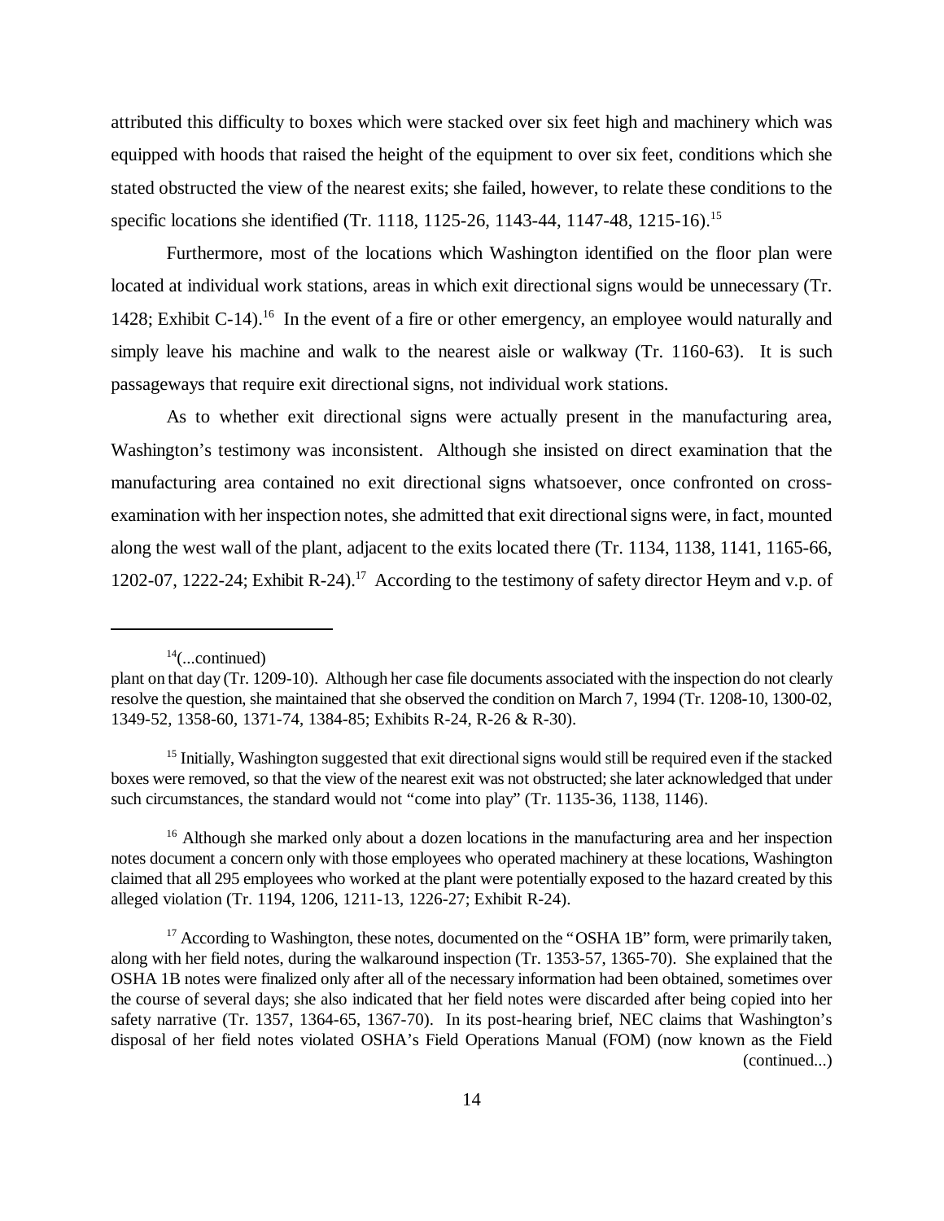attributed this difficulty to boxes which were stacked over six feet high and machinery which was equipped with hoods that raised the height of the equipment to over six feet, conditions which she stated obstructed the view of the nearest exits; she failed, however, to relate these conditions to the specific locations she identified (Tr. 1118, 1125-26, 1143-44, 1147-48, 1215-16).[15]

Furthermore, most of the locations which Washington identified on the floor plan were located at individual work stations, areas in which exit directional signs would be unnecessary (Tr. 1428; Exhibit C-14).[16] In the event of a fire or other emergency, an employee would naturally and simply leave his machine and walk to the nearest aisle or walkway (Tr. 1160-63). It is such passageways that require exit directional signs, not individual work stations.

As to whether exit directional signs were actually present in the manufacturing area, Washington's testimony was inconsistent. Although she insisted on direct examination that the manufacturing area contained no exit directional signs whatsoever, once confronted on cross-examination with her inspection notes, she admitted that exit directional signs were, in fact, mounted along the west wall of the plant, adjacent to the exits located there (Tr. 1134, 1138, 1141, 1165-66, 1202-07, 1222-24; Exhibit R-24).[17] According to the testimony of safety director Heym and v.p. of

---

[14](...continued)
plant on that day (Tr. 1209-10). Although her case file documents associated with the inspection do not clearly resolve the question, she maintained that she observed the condition on March 7, 1994 (Tr. 1208-10, 1300-02, 1349-52, 1358-60, 1371-74, 1384-85; Exhibits R-24, R-26 & R-30).

[15] Initially, Washington suggested that exit directional signs would still be required even if the stacked boxes were removed, so that the view of the nearest exit was not obstructed; she later acknowledged that under such circumstances, the standard would not "come into play" (Tr. 1135-36, 1138, 1146).

[16] Although she marked only about a dozen locations in the manufacturing area and her inspection notes document a concern only with those employees who operated machinery at these locations, Washington claimed that all 295 employees who worked at the plant were potentially exposed to the hazard created by this alleged violation (Tr. 1194, 1206, 1211-13, 1226-27; Exhibit R-24).

[17] According to Washington, these notes, documented on the "OSHA 1B" form, were primarily taken, along with her field notes, during the walkaround inspection (Tr. 1353-57, 1365-70). She explained that the OSHA 1B notes were finalized only after all of the necessary information had been obtained, sometimes over the course of several days; she also indicated that her field notes were discarded after being copied into her safety narrative (Tr. 1357, 1364-65, 1367-70). In its post-hearing brief, NEC claims that Washington's disposal of her field notes violated OSHA's Field Operations Manual (FOM) (now known as the Field (continued...)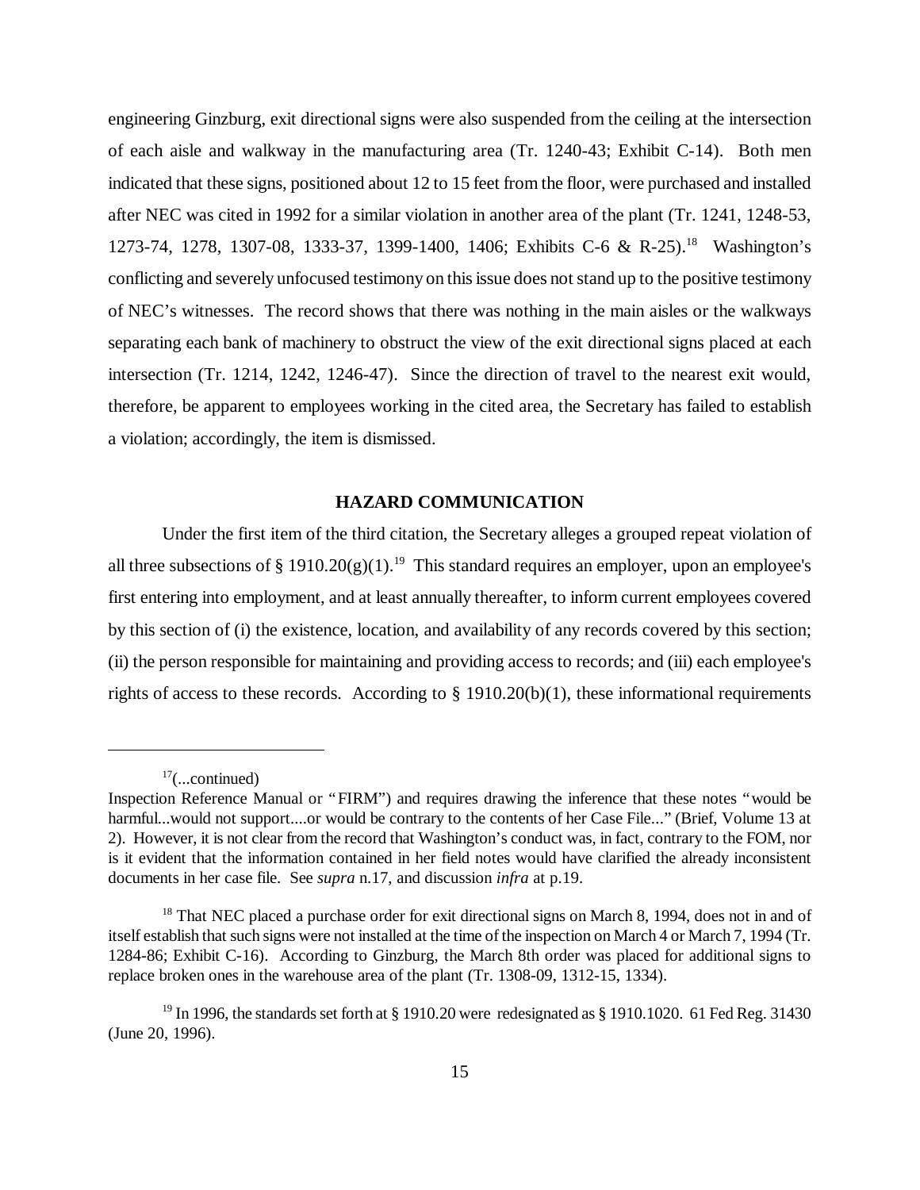engineering Ginzburg, exit directional signs were also suspended from the ceiling at the intersection of each aisle and walkway in the manufacturing area (Tr. 1240-43; Exhibit C-14). Both men indicated that these signs, positioned about 12 to 15 feet from the floor, were purchased and installed after NEC was cited in 1992 for a similar violation in another area of the plant (Tr. 1241, 1248-53, 1273-74, 1278, 1307-08, 1333-37, 1399-1400, 1406; Exhibits C-6 & R-25).[18] Washington's conflicting and severely unfocused testimony on this issue does not stand up to the positive testimony of NEC's witnesses. The record shows that there was nothing in the main aisles or the walkways separating each bank of machinery to obstruct the view of the exit directional signs placed at each intersection (Tr. 1214, 1242, 1246-47). Since the direction of travel to the nearest exit would, therefore, be apparent to employees working in the cited area, the Secretary has failed to establish a violation; accordingly, the item is dismissed.

## HAZARD COMMUNICATION

Under the first item of the third citation, the Secretary alleges a grouped repeat violation of all three subsections of § 1910.20(g)(1).[19] This standard requires an employer, upon an employee's first entering into employment, and at least annually thereafter, to inform current employees covered by this section of (i) the existence, location, and availability of any records covered by this section; (ii) the person responsible for maintaining and providing access to records; and (iii) each employee's rights of access to these records. According to § 1910.20(b)(1), these informational requirements

---

[17](...continued)
Inspection Reference Manual or "FIRM") and requires drawing the inference that these notes "would be harmful...would not support....or would be contrary to the contents of her Case File..." (Brief, Volume 13 at 2). However, it is not clear from the record that Washington's conduct was, in fact, contrary to the FOM, nor is it evident that the information contained in her field notes would have clarified the already inconsistent documents in her case file. See *supra* n.17, and discussion *infra* at p.19.

[18] That NEC placed a purchase order for exit directional signs on March 8, 1994, does not in and of itself establish that such signs were not installed at the time of the inspection on March 4 or March 7, 1994 (Tr. 1284-86; Exhibit C-16). According to Ginzburg, the March 8th order was placed for additional signs to replace broken ones in the warehouse area of the plant (Tr. 1308-09, 1312-15, 1334).

[19] In 1996, the standards set forth at § 1910.20 were redesignated as § 1910.1020. 61 Fed Reg. 31430 (June 20, 1996).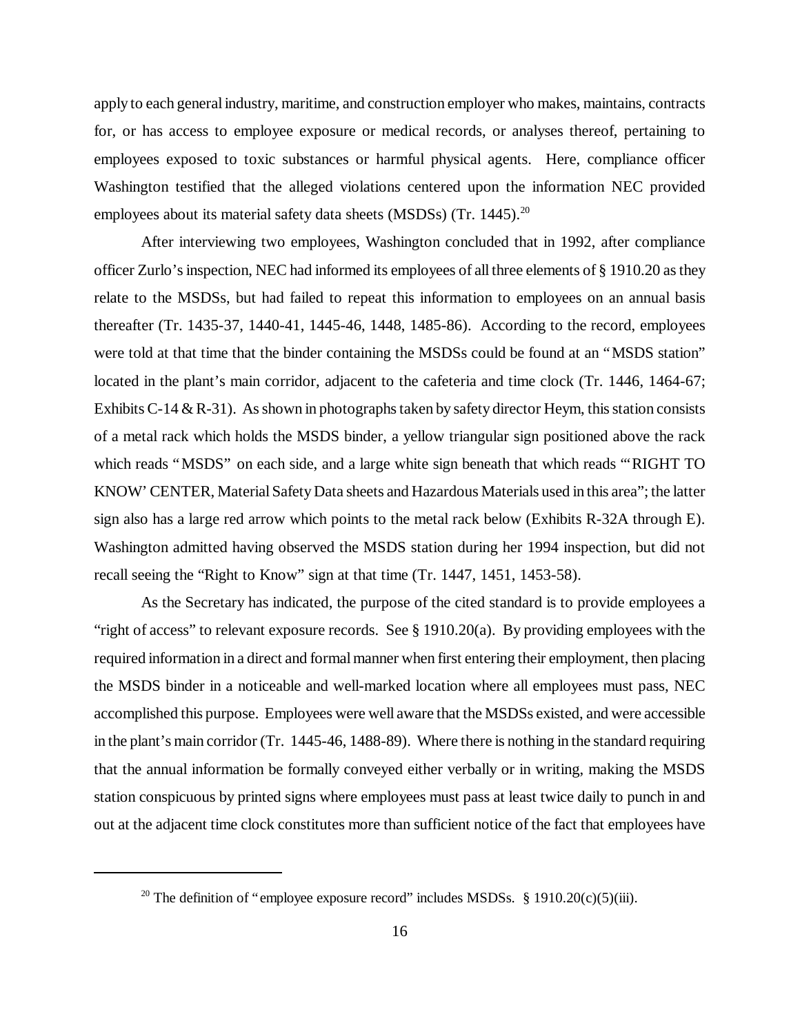apply to each general industry, maritime, and construction employer who makes, maintains, contracts for, or has access to employee exposure or medical records, or analyses thereof, pertaining to employees exposed to toxic substances or harmful physical agents. Here, compliance officer Washington testified that the alleged violations centered upon the information NEC provided employees about its material safety data sheets (MSDSs) (Tr. 1445).[20]

After interviewing two employees, Washington concluded that in 1992, after compliance officer Zurlo's inspection, NEC had informed its employees of all three elements of § 1910.20 as they relate to the MSDSs, but had failed to repeat this information to employees on an annual basis thereafter (Tr. 1435-37, 1440-41, 1445-46, 1448, 1485-86). According to the record, employees were told at that time that the binder containing the MSDSs could be found at an "MSDS station" located in the plant's main corridor, adjacent to the cafeteria and time clock (Tr. 1446, 1464-67; Exhibits C-14 & R-31). As shown in photographs taken by safety director Heym, this station consists of a metal rack which holds the MSDS binder, a yellow triangular sign positioned above the rack which reads "MSDS" on each side, and a large white sign beneath that which reads "'RIGHT TO KNOW' CENTER, Material Safety Data sheets and Hazardous Materials used in this area"; the latter sign also has a large red arrow which points to the metal rack below (Exhibits R-32A through E). Washington admitted having observed the MSDS station during her 1994 inspection, but did not recall seeing the "Right to Know" sign at that time (Tr. 1447, 1451, 1453-58).

As the Secretary has indicated, the purpose of the cited standard is to provide employees a "right of access" to relevant exposure records. See § 1910.20(a). By providing employees with the required information in a direct and formal manner when first entering their employment, then placing the MSDS binder in a noticeable and well-marked location where all employees must pass, NEC accomplished this purpose. Employees were well aware that the MSDSs existed, and were accessible in the plant's main corridor (Tr. 1445-46, 1488-89). Where there is nothing in the standard requiring that the annual information be formally conveyed either verbally or in writing, making the MSDS station conspicuous by printed signs where employees must pass at least twice daily to punch in and out at the adjacent time clock constitutes more than sufficient notice of the fact that employees have

---

[20] The definition of "employee exposure record" includes MSDSs. § 1910.20(c)(5)(iii).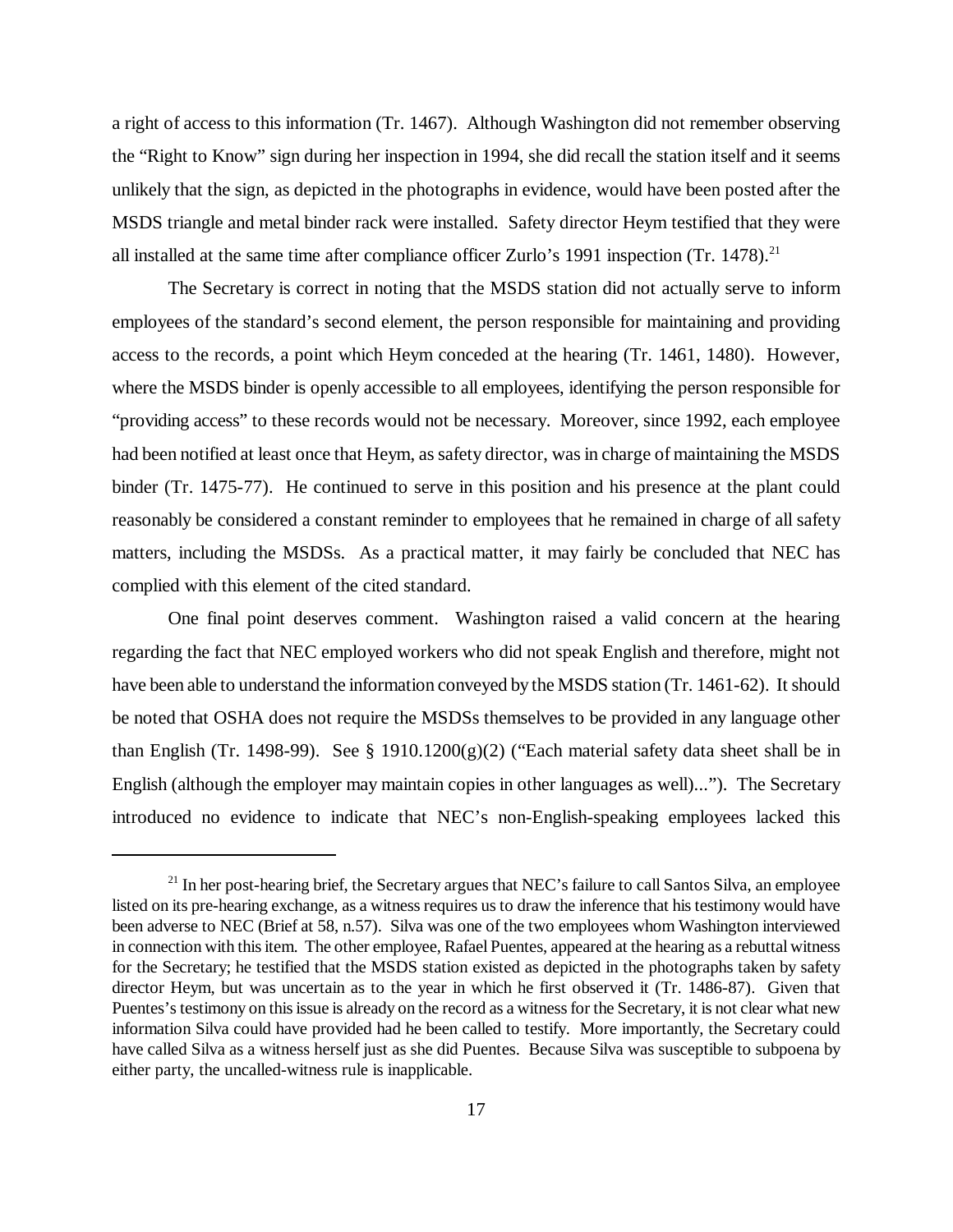a right of access to this information (Tr. 1467). Although Washington did not remember observing the "Right to Know" sign during her inspection in 1994, she did recall the station itself and it seems unlikely that the sign, as depicted in the photographs in evidence, would have been posted after the MSDS triangle and metal binder rack were installed. Safety director Heym testified that they were all installed at the same time after compliance officer Zurlo's 1991 inspection (Tr. 1478).[21]

The Secretary is correct in noting that the MSDS station did not actually serve to inform employees of the standard's second element, the person responsible for maintaining and providing access to the records, a point which Heym conceded at the hearing (Tr. 1461, 1480). However, where the MSDS binder is openly accessible to all employees, identifying the person responsible for "providing access" to these records would not be necessary. Moreover, since 1992, each employee had been notified at least once that Heym, as safety director, was in charge of maintaining the MSDS binder (Tr. 1475-77). He continued to serve in this position and his presence at the plant could reasonably be considered a constant reminder to employees that he remained in charge of all safety matters, including the MSDSs. As a practical matter, it may fairly be concluded that NEC has complied with this element of the cited standard.

One final point deserves comment. Washington raised a valid concern at the hearing regarding the fact that NEC employed workers who did not speak English and therefore, might not have been able to understand the information conveyed by the MSDS station (Tr. 1461-62). It should be noted that OSHA does not require the MSDSs themselves to be provided in any language other than English (Tr. 1498-99). See § 1910.1200(g)(2) ("Each material safety data sheet shall be in English (although the employer may maintain copies in other languages as well)..."). The Secretary introduced no evidence to indicate that NEC's non-English-speaking employees lacked this

---

[21] In her post-hearing brief, the Secretary argues that NEC's failure to call Santos Silva, an employee listed on its pre-hearing exchange, as a witness requires us to draw the inference that his testimony would have been adverse to NEC (Brief at 58, n.57). Silva was one of the two employees whom Washington interviewed in connection with this item. The other employee, Rafael Puentes, appeared at the hearing as a rebuttal witness for the Secretary; he testified that the MSDS station existed as depicted in the photographs taken by safety director Heym, but was uncertain as to the year in which he first observed it (Tr. 1486-87). Given that Puentes's testimony on this issue is already on the record as a witness for the Secretary, it is not clear what new information Silva could have provided had he been called to testify. More importantly, the Secretary could have called Silva as a witness herself just as she did Puentes. Because Silva was susceptible to subpoena by either party, the uncalled-witness rule is inapplicable.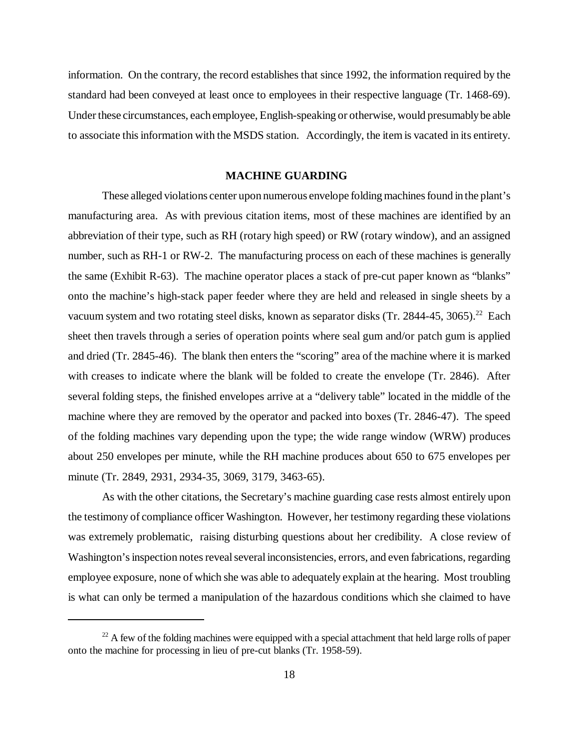information. On the contrary, the record establishes that since 1992, the information required by the standard had been conveyed at least once to employees in their respective language (Tr. 1468-69). Under these circumstances, each employee, English-speaking or otherwise, would presumably be able to associate this information with the MSDS station. Accordingly, the item is vacated in its entirety.

## MACHINE GUARDING

These alleged violations center upon numerous envelope folding machines found in the plant's manufacturing area. As with previous citation items, most of these machines are identified by an abbreviation of their type, such as RH (rotary high speed) or RW (rotary window), and an assigned number, such as RH-1 or RW-2. The manufacturing process on each of these machines is generally the same (Exhibit R-63). The machine operator places a stack of pre-cut paper known as "blanks" onto the machine's high-stack paper feeder where they are held and released in single sheets by a vacuum system and two rotating steel disks, known as separator disks (Tr. 2844-45, 3065).[22] Each sheet then travels through a series of operation points where seal gum and/or patch gum is applied and dried (Tr. 2845-46). The blank then enters the "scoring" area of the machine where it is marked with creases to indicate where the blank will be folded to create the envelope (Tr. 2846). After several folding steps, the finished envelopes arrive at a "delivery table" located in the middle of the machine where they are removed by the operator and packed into boxes (Tr. 2846-47). The speed of the folding machines vary depending upon the type; the wide range window (WRW) produces about 250 envelopes per minute, while the RH machine produces about 650 to 675 envelopes per minute (Tr. 2849, 2931, 2934-35, 3069, 3179, 3463-65).

As with the other citations, the Secretary's machine guarding case rests almost entirely upon the testimony of compliance officer Washington. However, her testimony regarding these violations was extremely problematic, raising disturbing questions about her credibility. A close review of Washington's inspection notes reveal several inconsistencies, errors, and even fabrications, regarding employee exposure, none of which she was able to adequately explain at the hearing. Most troubling is what can only be termed a manipulation of the hazardous conditions which she claimed to have

[22] A few of the folding machines were equipped with a special attachment that held large rolls of paper onto the machine for processing in lieu of pre-cut blanks (Tr. 1958-59).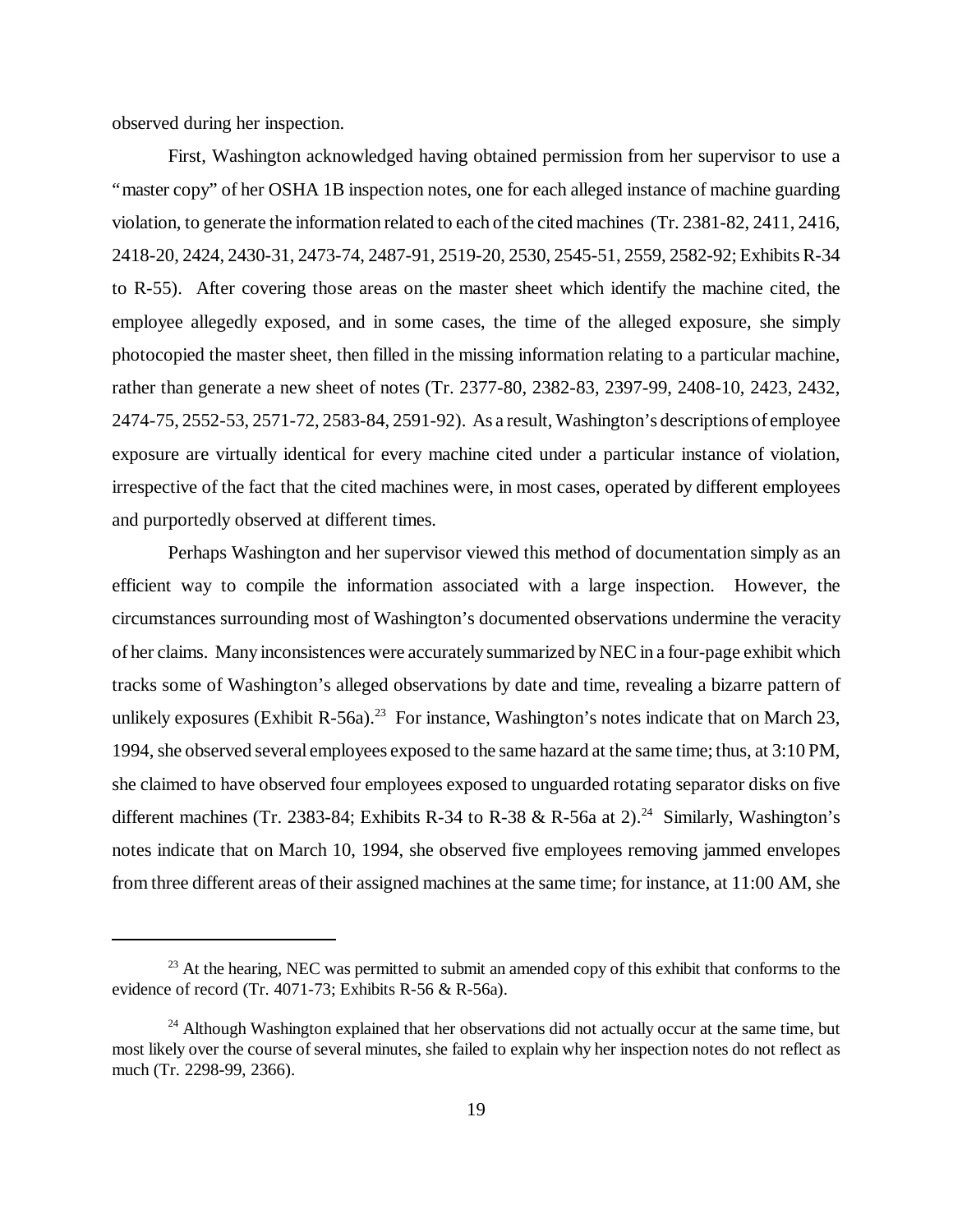observed during her inspection.

First, Washington acknowledged having obtained permission from her supervisor to use a "master copy" of her OSHA 1B inspection notes, one for each alleged instance of machine guarding violation, to generate the information related to each of the cited machines (Tr. 2381-82, 2411, 2416, 2418-20, 2424, 2430-31, 2473-74, 2487-91, 2519-20, 2530, 2545-51, 2559, 2582-92; Exhibits R-34 to R-55). After covering those areas on the master sheet which identify the machine cited, the employee allegedly exposed, and in some cases, the time of the alleged exposure, she simply photocopied the master sheet, then filled in the missing information relating to a particular machine, rather than generate a new sheet of notes (Tr. 2377-80, 2382-83, 2397-99, 2408-10, 2423, 2432, 2474-75, 2552-53, 2571-72, 2583-84, 2591-92). As a result, Washington's descriptions of employee exposure are virtually identical for every machine cited under a particular instance of violation, irrespective of the fact that the cited machines were, in most cases, operated by different employees and purportedly observed at different times.

Perhaps Washington and her supervisor viewed this method of documentation simply as an efficient way to compile the information associated with a large inspection. However, the circumstances surrounding most of Washington's documented observations undermine the veracity of her claims. Many inconsistences were accurately summarized by NEC in a four-page exhibit which tracks some of Washington's alleged observations by date and time, revealing a bizarre pattern of unlikely exposures (Exhibit R-56a).[23] For instance, Washington's notes indicate that on March 23, 1994, she observed several employees exposed to the same hazard at the same time; thus, at 3:10 PM, she claimed to have observed four employees exposed to unguarded rotating separator disks on five different machines (Tr. 2383-84; Exhibits R-34 to R-38 & R-56a at 2).[24] Similarly, Washington's notes indicate that on March 10, 1994, she observed five employees removing jammed envelopes from three different areas of their assigned machines at the same time; for instance, at 11:00 AM, she

---

[23] At the hearing, NEC was permitted to submit an amended copy of this exhibit that conforms to the evidence of record (Tr. 4071-73; Exhibits R-56 & R-56a).

[24] Although Washington explained that her observations did not actually occur at the same time, but most likely over the course of several minutes, she failed to explain why her inspection notes do not reflect as much (Tr. 2298-99, 2366).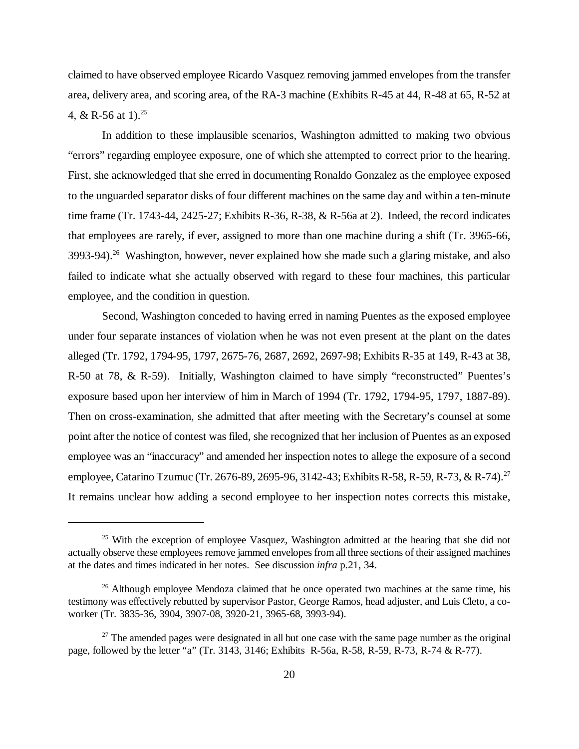claimed to have observed employee Ricardo Vasquez removing jammed envelopes from the transfer area, delivery area, and scoring area, of the RA-3 machine (Exhibits R-45 at 44, R-48 at 65, R-52 at 4, & R-56 at 1).[25]

In addition to these implausible scenarios, Washington admitted to making two obvious "errors" regarding employee exposure, one of which she attempted to correct prior to the hearing. First, she acknowledged that she erred in documenting Ronaldo Gonzalez as the employee exposed to the unguarded separator disks of four different machines on the same day and within a ten-minute time frame (Tr. 1743-44, 2425-27; Exhibits R-36, R-38, & R-56a at 2). Indeed, the record indicates that employees are rarely, if ever, assigned to more than one machine during a shift (Tr. 3965-66, 3993-94).[26] Washington, however, never explained how she made such a glaring mistake, and also failed to indicate what she actually observed with regard to these four machines, this particular employee, and the condition in question.

Second, Washington conceded to having erred in naming Puentes as the exposed employee under four separate instances of violation when he was not even present at the plant on the dates alleged (Tr. 1792, 1794-95, 1797, 2675-76, 2687, 2692, 2697-98; Exhibits R-35 at 149, R-43 at 38, R-50 at 78, & R-59). Initially, Washington claimed to have simply "reconstructed" Puentes's exposure based upon her interview of him in March of 1994 (Tr. 1792, 1794-95, 1797, 1887-89). Then on cross-examination, she admitted that after meeting with the Secretary's counsel at some point after the notice of contest was filed, she recognized that her inclusion of Puentes as an exposed employee was an "inaccuracy" and amended her inspection notes to allege the exposure of a second employee, Catarino Tzumuc (Tr. 2676-89, 2695-96, 3142-43; Exhibits R-58, R-59, R-73, & R-74).[27] It remains unclear how adding a second employee to her inspection notes corrects this mistake,

---

[25] With the exception of employee Vasquez, Washington admitted at the hearing that she did not actually observe these employees remove jammed envelopes from all three sections of their assigned machines at the dates and times indicated in her notes. See discussion *infra* p.21, 34.

[26] Although employee Mendoza claimed that he once operated two machines at the same time, his testimony was effectively rebutted by supervisor Pastor, George Ramos, head adjuster, and Luis Cleto, a co-worker (Tr. 3835-36, 3904, 3907-08, 3920-21, 3965-68, 3993-94).

[27] The amended pages were designated in all but one case with the same page number as the original page, followed by the letter "a" (Tr. 3143, 3146; Exhibits R-56a, R-58, R-59, R-73, R-74 & R-77).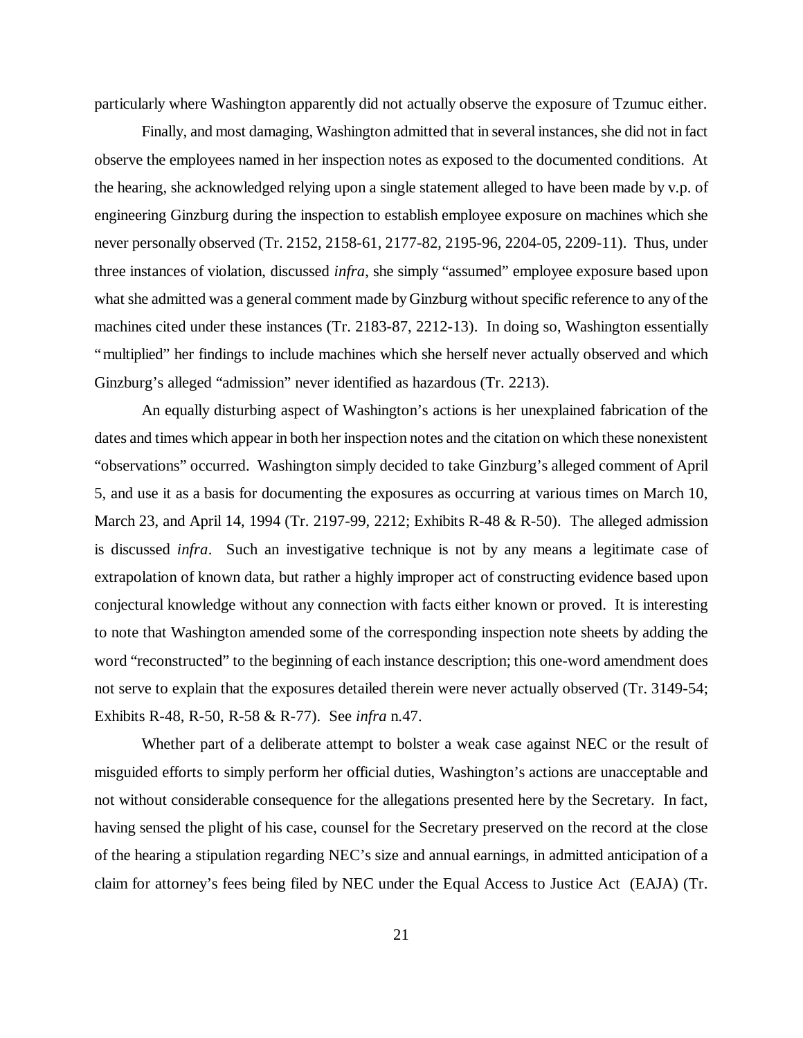particularly where Washington apparently did not actually observe the exposure of Tzumuc either.

Finally, and most damaging, Washington admitted that in several instances, she did not in fact observe the employees named in her inspection notes as exposed to the documented conditions. At the hearing, she acknowledged relying upon a single statement alleged to have been made by v.p. of engineering Ginzburg during the inspection to establish employee exposure on machines which she never personally observed (Tr. 2152, 2158-61, 2177-82, 2195-96, 2204-05, 2209-11). Thus, under three instances of violation, discussed *infra*, she simply "assumed" employee exposure based upon what she admitted was a general comment made by Ginzburg without specific reference to any of the machines cited under these instances (Tr. 2183-87, 2212-13). In doing so, Washington essentially "multiplied" her findings to include machines which she herself never actually observed and which Ginzburg's alleged "admission" never identified as hazardous (Tr. 2213).

An equally disturbing aspect of Washington's actions is her unexplained fabrication of the dates and times which appear in both her inspection notes and the citation on which these nonexistent "observations" occurred. Washington simply decided to take Ginzburg's alleged comment of April 5, and use it as a basis for documenting the exposures as occurring at various times on March 10, March 23, and April 14, 1994 (Tr. 2197-99, 2212; Exhibits R-48 & R-50). The alleged admission is discussed *infra*. Such an investigative technique is not by any means a legitimate case of extrapolation of known data, but rather a highly improper act of constructing evidence based upon conjectural knowledge without any connection with facts either known or proved. It is interesting to note that Washington amended some of the corresponding inspection note sheets by adding the word "reconstructed" to the beginning of each instance description; this one-word amendment does not serve to explain that the exposures detailed therein were never actually observed (Tr. 3149-54; Exhibits R-48, R-50, R-58 & R-77). See *infra* n.47.

Whether part of a deliberate attempt to bolster a weak case against NEC or the result of misguided efforts to simply perform her official duties, Washington's actions are unacceptable and not without considerable consequence for the allegations presented here by the Secretary. In fact, having sensed the plight of his case, counsel for the Secretary preserved on the record at the close of the hearing a stipulation regarding NEC's size and annual earnings, in admitted anticipation of a claim for attorney's fees being filed by NEC under the Equal Access to Justice Act (EAJA) (Tr.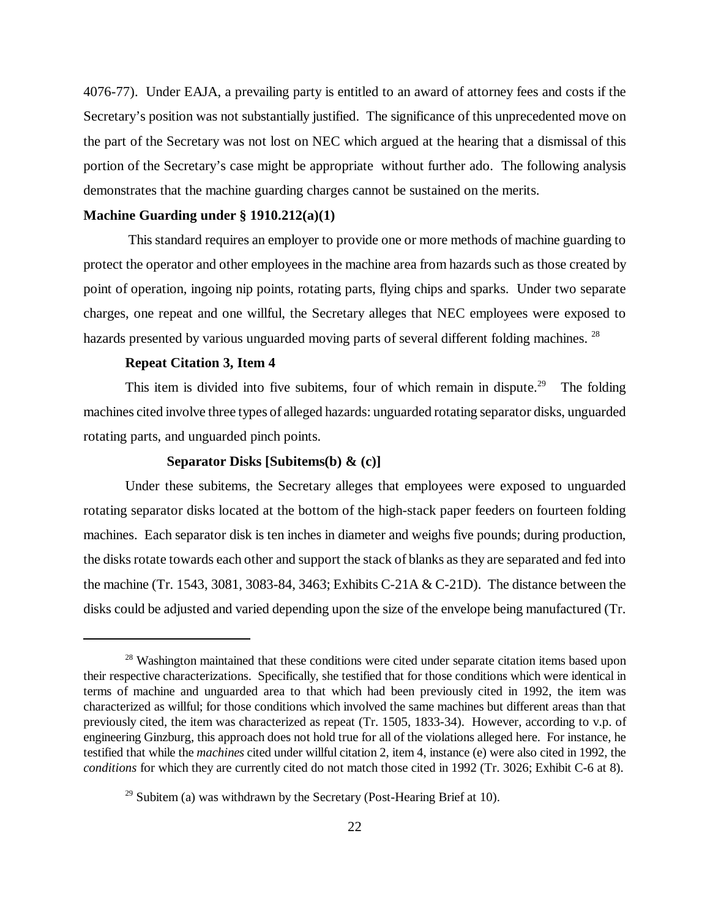4076-77). Under EAJA, a prevailing party is entitled to an award of attorney fees and costs if the Secretary's position was not substantially justified. The significance of this unprecedented move on the part of the Secretary was not lost on NEC which argued at the hearing that a dismissal of this portion of the Secretary's case might be appropriate without further ado. The following analysis demonstrates that the machine guarding charges cannot be sustained on the merits.

**Machine Guarding under § 1910.212(a)(1)**

This standard requires an employer to provide one or more methods of machine guarding to protect the operator and other employees in the machine area from hazards such as those created by point of operation, ingoing nip points, rotating parts, flying chips and sparks. Under two separate charges, one repeat and one willful, the Secretary alleges that NEC employees were exposed to hazards presented by various unguarded moving parts of several different folding machines. [28]

**Repeat Citation 3, Item 4**

This item is divided into five subitems, four of which remain in dispute.[29] The folding machines cited involve three types of alleged hazards: unguarded rotating separator disks, unguarded rotating parts, and unguarded pinch points.

**Separator Disks [Subitems(b) & (c)]**

Under these subitems, the Secretary alleges that employees were exposed to unguarded rotating separator disks located at the bottom of the high-stack paper feeders on fourteen folding machines. Each separator disk is ten inches in diameter and weighs five pounds; during production, the disks rotate towards each other and support the stack of blanks as they are separated and fed into the machine (Tr. 1543, 3081, 3083-84, 3463; Exhibits C-21A & C-21D). The distance between the disks could be adjusted and varied depending upon the size of the envelope being manufactured (Tr.

---

[28] Washington maintained that these conditions were cited under separate citation items based upon their respective characterizations. Specifically, she testified that for those conditions which were identical in terms of machine and unguarded area to that which had been previously cited in 1992, the item was characterized as willful; for those conditions which involved the same machines but different areas than that previously cited, the item was characterized as repeat (Tr. 1505, 1833-34). However, according to v.p. of engineering Ginzburg, this approach does not hold true for all of the violations alleged here. For instance, he testified that while the *machines* cited under willful citation 2, item 4, instance (e) were also cited in 1992, the *conditions* for which they are currently cited do not match those cited in 1992 (Tr. 3026; Exhibit C-6 at 8).

[29] Subitem (a) was withdrawn by the Secretary (Post-Hearing Brief at 10).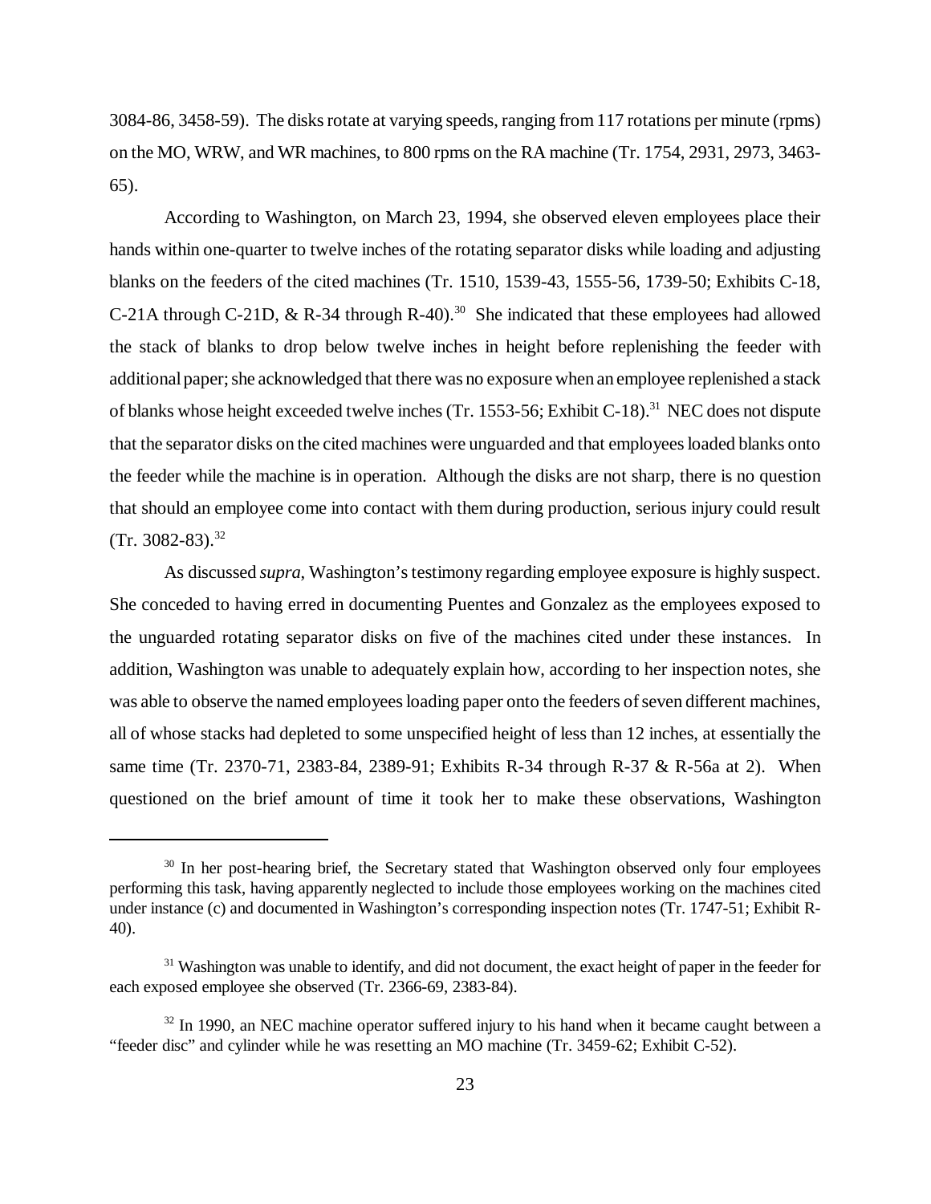3084-86, 3458-59). The disks rotate at varying speeds, ranging from 117 rotations per minute (rpms) on the MO, WRW, and WR machines, to 800 rpms on the RA machine (Tr. 1754, 2931, 2973, 3463-65).

According to Washington, on March 23, 1994, she observed eleven employees place their hands within one-quarter to twelve inches of the rotating separator disks while loading and adjusting blanks on the feeders of the cited machines (Tr. 1510, 1539-43, 1555-56, 1739-50; Exhibits C-18, C-21A through C-21D, & R-34 through R-40).[30] She indicated that these employees had allowed the stack of blanks to drop below twelve inches in height before replenishing the feeder with additional paper; she acknowledged that there was no exposure when an employee replenished a stack of blanks whose height exceeded twelve inches (Tr. 1553-56; Exhibit C-18).[31] NEC does not dispute that the separator disks on the cited machines were unguarded and that employees loaded blanks onto the feeder while the machine is in operation. Although the disks are not sharp, there is no question that should an employee come into contact with them during production, serious injury could result (Tr. 3082-83).[32]

As discussed *supra*, Washington's testimony regarding employee exposure is highly suspect. She conceded to having erred in documenting Puentes and Gonzalez as the employees exposed to the unguarded rotating separator disks on five of the machines cited under these instances. In addition, Washington was unable to adequately explain how, according to her inspection notes, she was able to observe the named employees loading paper onto the feeders of seven different machines, all of whose stacks had depleted to some unspecified height of less than 12 inches, at essentially the same time (Tr. 2370-71, 2383-84, 2389-91; Exhibits R-34 through R-37 & R-56a at 2). When questioned on the brief amount of time it took her to make these observations, Washington

---

[30] In her post-hearing brief, the Secretary stated that Washington observed only four employees performing this task, having apparently neglected to include those employees working on the machines cited under instance (c) and documented in Washington's corresponding inspection notes (Tr. 1747-51; Exhibit R-40).

[31] Washington was unable to identify, and did not document, the exact height of paper in the feeder for each exposed employee she observed (Tr. 2366-69, 2383-84).

[32] In 1990, an NEC machine operator suffered injury to his hand when it became caught between a "feeder disc" and cylinder while he was resetting an MO machine (Tr. 3459-62; Exhibit C-52).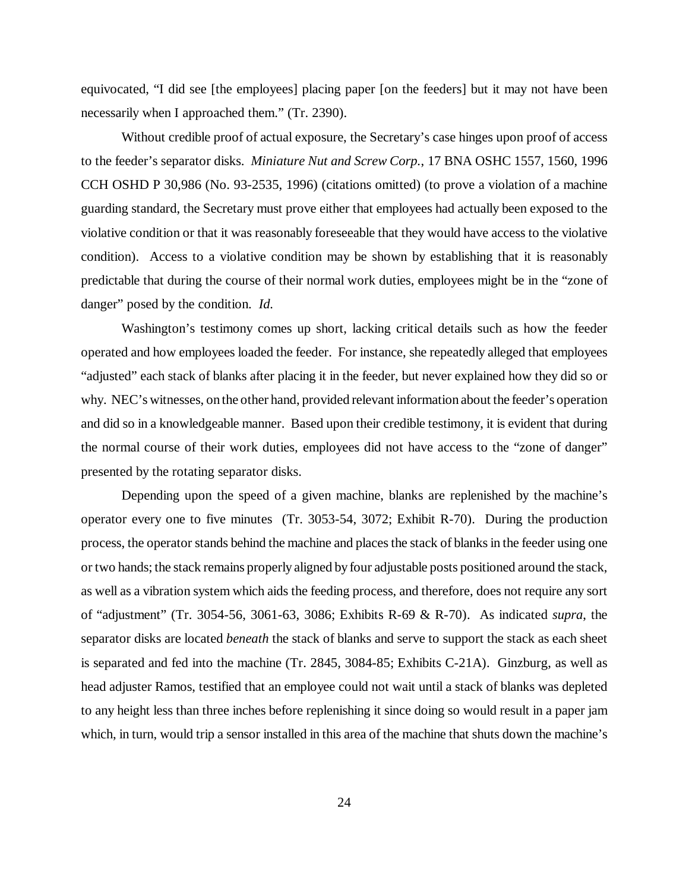equivocated, "I did see [the employees] placing paper [on the feeders] but it may not have been necessarily when I approached them." (Tr. 2390).

Without credible proof of actual exposure, the Secretary's case hinges upon proof of access to the feeder's separator disks. *Miniature Nut and Screw Corp.*, 17 BNA OSHC 1557, 1560, 1996 CCH OSHD P 30,986 (No. 93-2535, 1996) (citations omitted) (to prove a violation of a machine guarding standard, the Secretary must prove either that employees had actually been exposed to the violative condition or that it was reasonably foreseeable that they would have access to the violative condition). Access to a violative condition may be shown by establishing that it is reasonably predictable that during the course of their normal work duties, employees might be in the "zone of danger" posed by the condition. *Id.*

Washington's testimony comes up short, lacking critical details such as how the feeder operated and how employees loaded the feeder. For instance, she repeatedly alleged that employees "adjusted" each stack of blanks after placing it in the feeder, but never explained how they did so or why. NEC's witnesses, on the other hand, provided relevant information about the feeder's operation and did so in a knowledgeable manner. Based upon their credible testimony, it is evident that during the normal course of their work duties, employees did not have access to the "zone of danger" presented by the rotating separator disks.

Depending upon the speed of a given machine, blanks are replenished by the machine's operator every one to five minutes (Tr. 3053-54, 3072; Exhibit R-70). During the production process, the operator stands behind the machine and places the stack of blanks in the feeder using one or two hands; the stack remains properly aligned by four adjustable posts positioned around the stack, as well as a vibration system which aids the feeding process, and therefore, does not require any sort of "adjustment" (Tr. 3054-56, 3061-63, 3086; Exhibits R-69 & R-70). As indicated *supra*, the separator disks are located *beneath* the stack of blanks and serve to support the stack as each sheet is separated and fed into the machine (Tr. 2845, 3084-85; Exhibits C-21A). Ginzburg, as well as head adjuster Ramos, testified that an employee could not wait until a stack of blanks was depleted to any height less than three inches before replenishing it since doing so would result in a paper jam which, in turn, would trip a sensor installed in this area of the machine that shuts down the machine's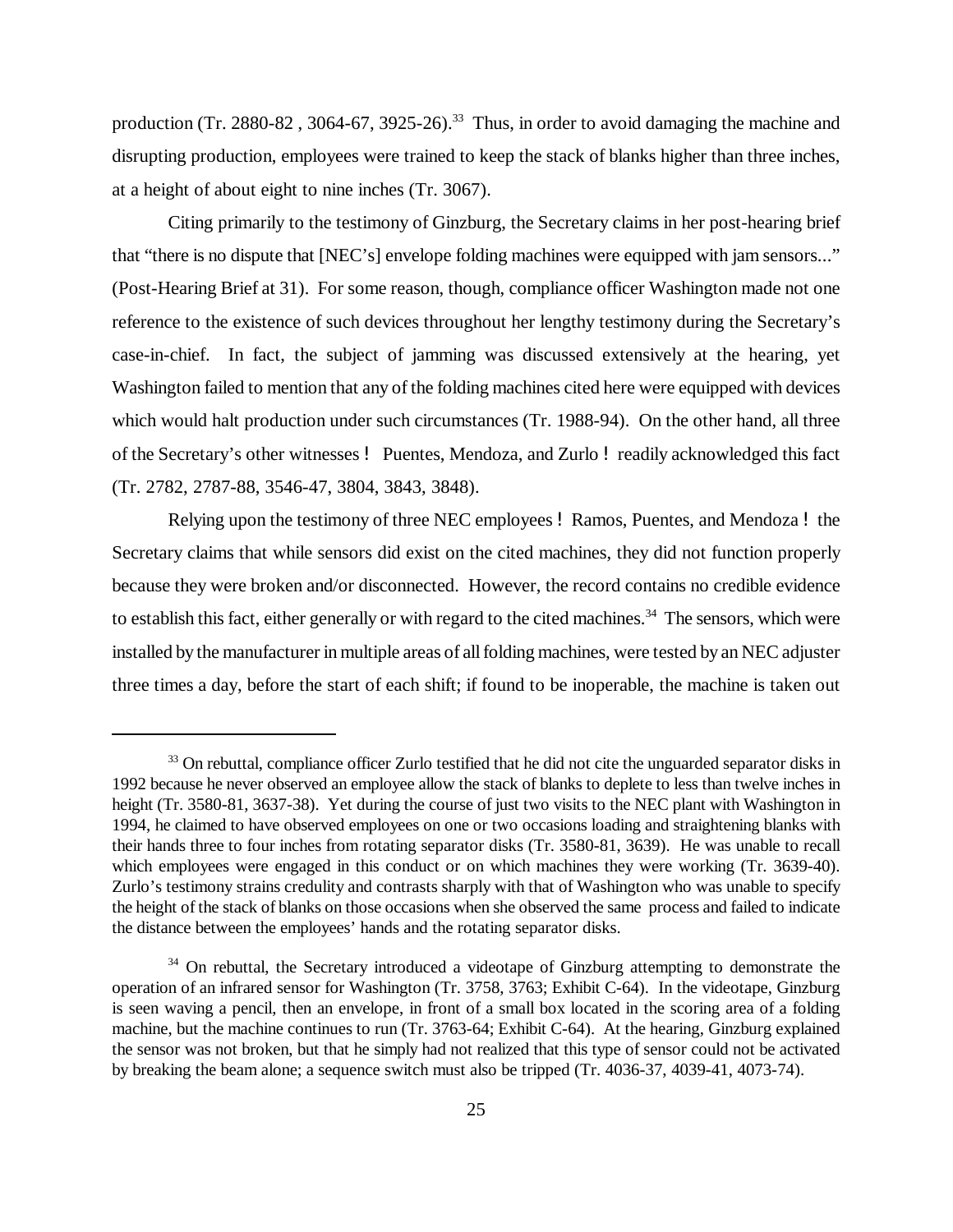production (Tr. 2880-82 , 3064-67, 3925-26).[33] Thus, in order to avoid damaging the machine and disrupting production, employees were trained to keep the stack of blanks higher than three inches, at a height of about eight to nine inches (Tr. 3067).

Citing primarily to the testimony of Ginzburg, the Secretary claims in her post-hearing brief that "there is no dispute that [NEC's] envelope folding machines were equipped with jam sensors..." (Post-Hearing Brief at 31). For some reason, though, compliance officer Washington made not one reference to the existence of such devices throughout her lengthy testimony during the Secretary's case-in-chief. In fact, the subject of jamming was discussed extensively at the hearing, yet Washington failed to mention that any of the folding machines cited here were equipped with devices which would halt production under such circumstances (Tr. 1988-94). On the other hand, all three of the Secretary's other witnesses ! Puentes, Mendoza, and Zurlo ! readily acknowledged this fact (Tr. 2782, 2787-88, 3546-47, 3804, 3843, 3848).

Relying upon the testimony of three NEC employees ! Ramos, Puentes, and Mendoza ! the Secretary claims that while sensors did exist on the cited machines, they did not function properly because they were broken and/or disconnected. However, the record contains no credible evidence to establish this fact, either generally or with regard to the cited machines.[34] The sensors, which were installed by the manufacturer in multiple areas of all folding machines, were tested by an NEC adjuster three times a day, before the start of each shift; if found to be inoperable, the machine is taken out

---

[33] On rebuttal, compliance officer Zurlo testified that he did not cite the unguarded separator disks in 1992 because he never observed an employee allow the stack of blanks to deplete to less than twelve inches in height (Tr. 3580-81, 3637-38). Yet during the course of just two visits to the NEC plant with Washington in 1994, he claimed to have observed employees on one or two occasions loading and straightening blanks with their hands three to four inches from rotating separator disks (Tr. 3580-81, 3639). He was unable to recall which employees were engaged in this conduct or on which machines they were working (Tr. 3639-40). Zurlo's testimony strains credulity and contrasts sharply with that of Washington who was unable to specify the height of the stack of blanks on those occasions when she observed the same process and failed to indicate the distance between the employees' hands and the rotating separator disks.

[34] On rebuttal, the Secretary introduced a videotape of Ginzburg attempting to demonstrate the operation of an infrared sensor for Washington (Tr. 3758, 3763; Exhibit C-64). In the videotape, Ginzburg is seen waving a pencil, then an envelope, in front of a small box located in the scoring area of a folding machine, but the machine continues to run (Tr. 3763-64; Exhibit C-64). At the hearing, Ginzburg explained the sensor was not broken, but that he simply had not realized that this type of sensor could not be activated by breaking the beam alone; a sequence switch must also be tripped (Tr. 4036-37, 4039-41, 4073-74).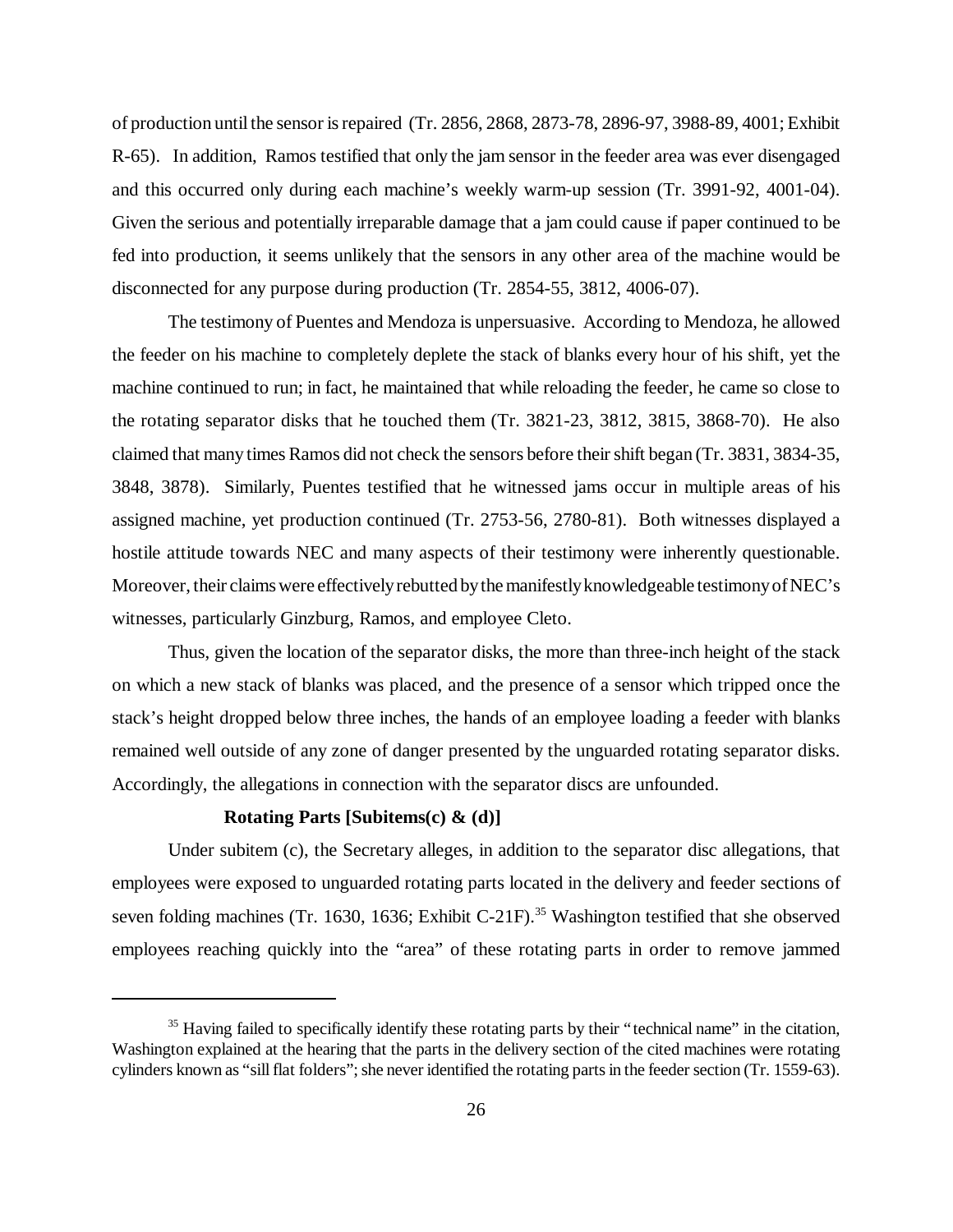of production until the sensor is repaired (Tr. 2856, 2868, 2873-78, 2896-97, 3988-89, 4001; Exhibit R-65). In addition, Ramos testified that only the jam sensor in the feeder area was ever disengaged and this occurred only during each machine's weekly warm-up session (Tr. 3991-92, 4001-04). Given the serious and potentially irreparable damage that a jam could cause if paper continued to be fed into production, it seems unlikely that the sensors in any other area of the machine would be disconnected for any purpose during production (Tr. 2854-55, 3812, 4006-07).

The testimony of Puentes and Mendoza is unpersuasive. According to Mendoza, he allowed the feeder on his machine to completely deplete the stack of blanks every hour of his shift, yet the machine continued to run; in fact, he maintained that while reloading the feeder, he came so close to the rotating separator disks that he touched them (Tr. 3821-23, 3812, 3815, 3868-70). He also claimed that many times Ramos did not check the sensors before their shift began (Tr. 3831, 3834-35, 3848, 3878). Similarly, Puentes testified that he witnessed jams occur in multiple areas of his assigned machine, yet production continued (Tr. 2753-56, 2780-81). Both witnesses displayed a hostile attitude towards NEC and many aspects of their testimony were inherently questionable. Moreover, their claims were effectively rebutted by the manifestly knowledgeable testimony of NEC's witnesses, particularly Ginzburg, Ramos, and employee Cleto.

Thus, given the location of the separator disks, the more than three-inch height of the stack on which a new stack of blanks was placed, and the presence of a sensor which tripped once the stack's height dropped below three inches, the hands of an employee loading a feeder with blanks remained well outside of any zone of danger presented by the unguarded rotating separator disks. Accordingly, the allegations in connection with the separator discs are unfounded.

**Rotating Parts [Subitems(c) & (d)]**

Under subitem (c), the Secretary alleges, in addition to the separator disc allegations, that employees were exposed to unguarded rotating parts located in the delivery and feeder sections of seven folding machines (Tr. 1630, 1636; Exhibit C-21F).[35] Washington testified that she observed employees reaching quickly into the "area" of these rotating parts in order to remove jammed

[35] Having failed to specifically identify these rotating parts by their "technical name" in the citation, Washington explained at the hearing that the parts in the delivery section of the cited machines were rotating cylinders known as "sill flat folders"; she never identified the rotating parts in the feeder section (Tr. 1559-63).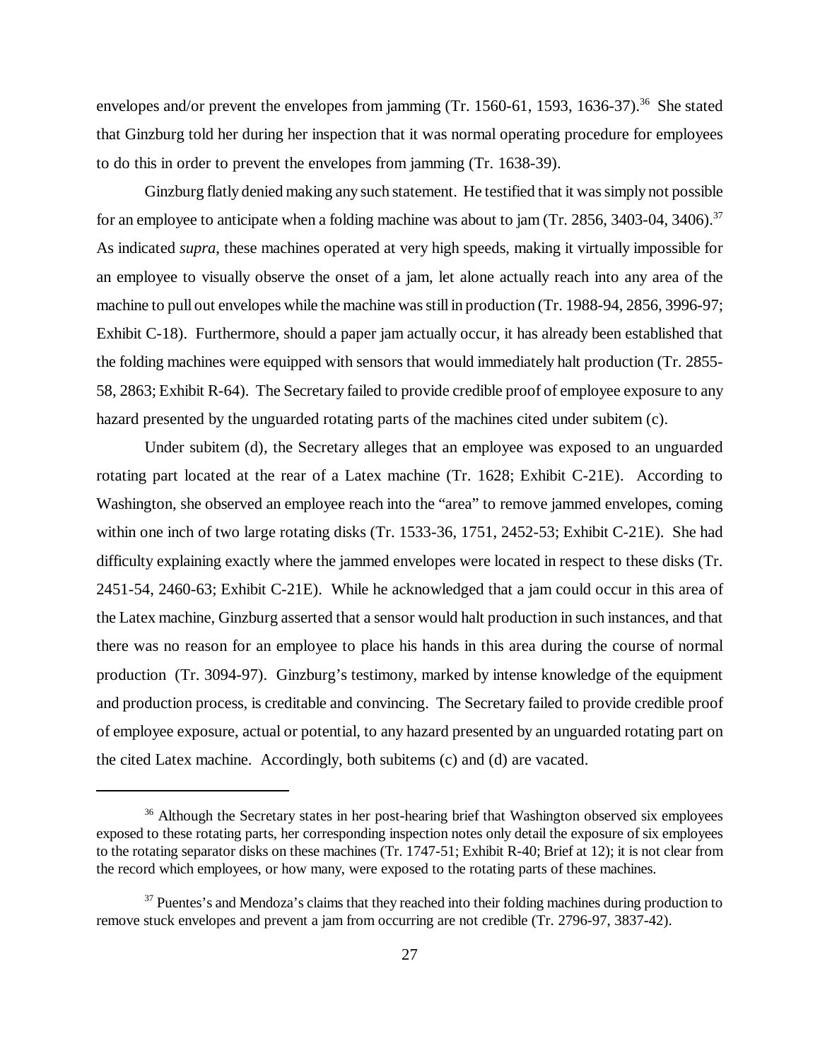envelopes and/or prevent the envelopes from jamming (Tr. 1560-61, 1593, 1636-37).[36] She stated that Ginzburg told her during her inspection that it was normal operating procedure for employees to do this in order to prevent the envelopes from jamming (Tr. 1638-39).

Ginzburg flatly denied making any such statement. He testified that it was simply not possible for an employee to anticipate when a folding machine was about to jam (Tr. 2856, 3403-04, 3406).[37] As indicated *supra*, these machines operated at very high speeds, making it virtually impossible for an employee to visually observe the onset of a jam, let alone actually reach into any area of the machine to pull out envelopes while the machine was still in production (Tr. 1988-94, 2856, 3996-97; Exhibit C-18). Furthermore, should a paper jam actually occur, it has already been established that the folding machines were equipped with sensors that would immediately halt production (Tr. 2855-58, 2863; Exhibit R-64). The Secretary failed to provide credible proof of employee exposure to any hazard presented by the unguarded rotating parts of the machines cited under subitem (c).

Under subitem (d), the Secretary alleges that an employee was exposed to an unguarded rotating part located at the rear of a Latex machine (Tr. 1628; Exhibit C-21E). According to Washington, she observed an employee reach into the "area" to remove jammed envelopes, coming within one inch of two large rotating disks (Tr. 1533-36, 1751, 2452-53; Exhibit C-21E). She had difficulty explaining exactly where the jammed envelopes were located in respect to these disks (Tr. 2451-54, 2460-63; Exhibit C-21E). While he acknowledged that a jam could occur in this area of the Latex machine, Ginzburg asserted that a sensor would halt production in such instances, and that there was no reason for an employee to place his hands in this area during the course of normal production (Tr. 3094-97). Ginzburg's testimony, marked by intense knowledge of the equipment and production process, is creditable and convincing. The Secretary failed to provide credible proof of employee exposure, actual or potential, to any hazard presented by an unguarded rotating part on the cited Latex machine. Accordingly, both subitems (c) and (d) are vacated.

---

[36] Although the Secretary states in her post-hearing brief that Washington observed six employees exposed to these rotating parts, her corresponding inspection notes only detail the exposure of six employees to the rotating separator disks on these machines (Tr. 1747-51; Exhibit R-40; Brief at 12); it is not clear from the record which employees, or how many, were exposed to the rotating parts of these machines.

[37] Puentes's and Mendoza's claims that they reached into their folding machines during production to remove stuck envelopes and prevent a jam from occurring are not credible (Tr. 2796-97, 3837-42).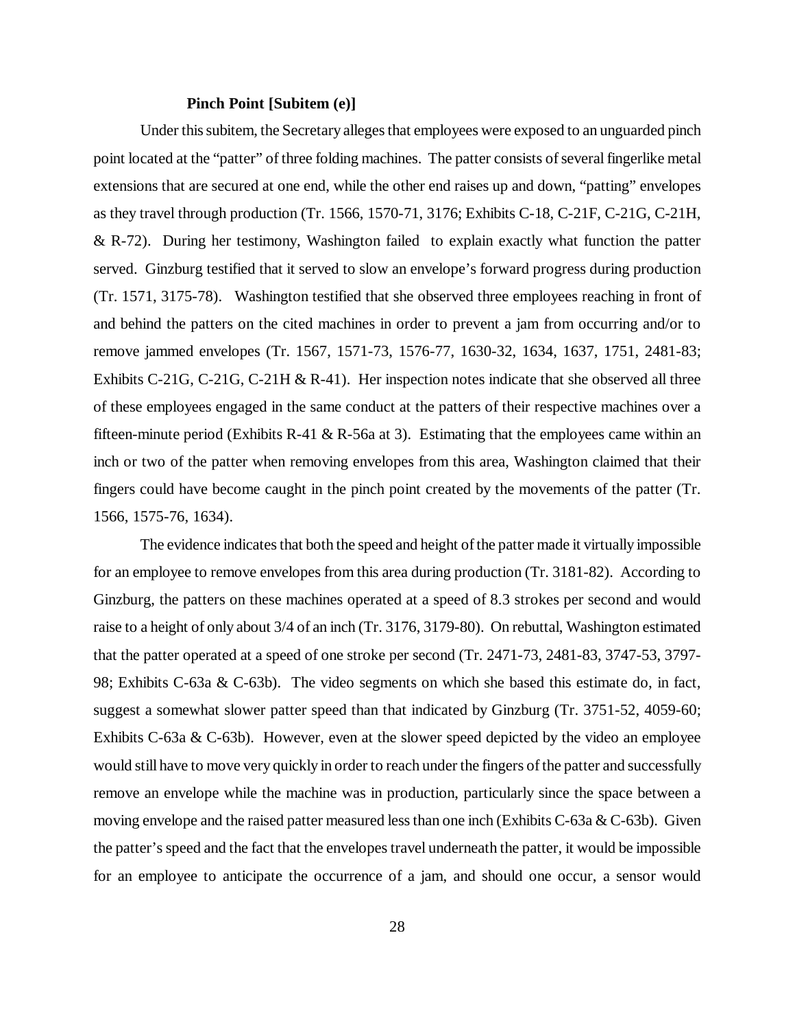**Pinch Point [Subitem (e)]**

Under this subitem, the Secretary alleges that employees were exposed to an unguarded pinch point located at the "patter" of three folding machines. The patter consists of several fingerlike metal extensions that are secured at one end, while the other end raises up and down, "patting" envelopes as they travel through production (Tr. 1566, 1570-71, 3176; Exhibits C-18, C-21F, C-21G, C-21H, & R-72). During her testimony, Washington failed to explain exactly what function the patter served. Ginzburg testified that it served to slow an envelope's forward progress during production (Tr. 1571, 3175-78). Washington testified that she observed three employees reaching in front of and behind the patters on the cited machines in order to prevent a jam from occurring and/or to remove jammed envelopes (Tr. 1567, 1571-73, 1576-77, 1630-32, 1634, 1637, 1751, 2481-83; Exhibits C-21G, C-21G, C-21H & R-41). Her inspection notes indicate that she observed all three of these employees engaged in the same conduct at the patters of their respective machines over a fifteen-minute period (Exhibits R-41 & R-56a at 3). Estimating that the employees came within an inch or two of the patter when removing envelopes from this area, Washington claimed that their fingers could have become caught in the pinch point created by the movements of the patter (Tr. 1566, 1575-76, 1634).

The evidence indicates that both the speed and height of the patter made it virtually impossible for an employee to remove envelopes from this area during production (Tr. 3181-82). According to Ginzburg, the patters on these machines operated at a speed of 8.3 strokes per second and would raise to a height of only about 3/4 of an inch (Tr. 3176, 3179-80). On rebuttal, Washington estimated that the patter operated at a speed of one stroke per second (Tr. 2471-73, 2481-83, 3747-53, 3797-98; Exhibits C-63a & C-63b). The video segments on which she based this estimate do, in fact, suggest a somewhat slower patter speed than that indicated by Ginzburg (Tr. 3751-52, 4059-60; Exhibits C-63a & C-63b). However, even at the slower speed depicted by the video an employee would still have to move very quickly in order to reach under the fingers of the patter and successfully remove an envelope while the machine was in production, particularly since the space between a moving envelope and the raised patter measured less than one inch (Exhibits C-63a & C-63b). Given the patter's speed and the fact that the envelopes travel underneath the patter, it would be impossible for an employee to anticipate the occurrence of a jam, and should one occur, a sensor would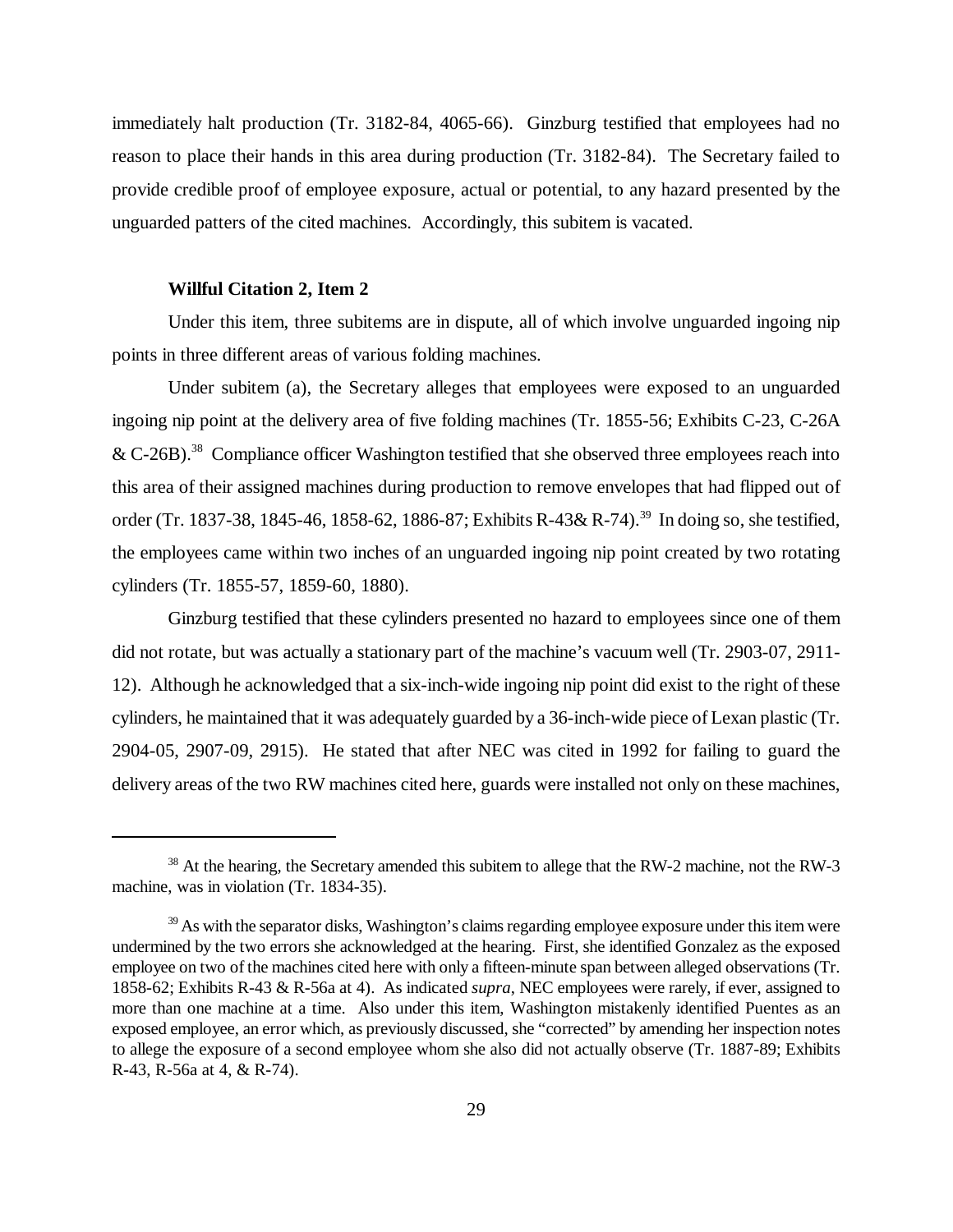immediately halt production (Tr. 3182-84, 4065-66). Ginzburg testified that employees had no reason to place their hands in this area during production (Tr. 3182-84). The Secretary failed to provide credible proof of employee exposure, actual or potential, to any hazard presented by the unguarded patters of the cited machines. Accordingly, this subitem is vacated.

**Willful Citation 2, Item 2**

Under this item, three subitems are in dispute, all of which involve unguarded ingoing nip points in three different areas of various folding machines.

Under subitem (a), the Secretary alleges that employees were exposed to an unguarded ingoing nip point at the delivery area of five folding machines (Tr. 1855-56; Exhibits C-23, C-26A & C-26B).[38] Compliance officer Washington testified that she observed three employees reach into this area of their assigned machines during production to remove envelopes that had flipped out of order (Tr. 1837-38, 1845-46, 1858-62, 1886-87; Exhibits R-43& R-74).[39] In doing so, she testified, the employees came within two inches of an unguarded ingoing nip point created by two rotating cylinders (Tr. 1855-57, 1859-60, 1880).

Ginzburg testified that these cylinders presented no hazard to employees since one of them did not rotate, but was actually a stationary part of the machine's vacuum well (Tr. 2903-07, 2911-12). Although he acknowledged that a six-inch-wide ingoing nip point did exist to the right of these cylinders, he maintained that it was adequately guarded by a 36-inch-wide piece of Lexan plastic (Tr. 2904-05, 2907-09, 2915). He stated that after NEC was cited in 1992 for failing to guard the delivery areas of the two RW machines cited here, guards were installed not only on these machines,

[38] At the hearing, the Secretary amended this subitem to allege that the RW-2 machine, not the RW-3 machine, was in violation (Tr. 1834-35).

[39] As with the separator disks, Washington's claims regarding employee exposure under this item were undermined by the two errors she acknowledged at the hearing. First, she identified Gonzalez as the exposed employee on two of the machines cited here with only a fifteen-minute span between alleged observations (Tr. 1858-62; Exhibits R-43 & R-56a at 4). As indicated *supra*, NEC employees were rarely, if ever, assigned to more than one machine at a time. Also under this item, Washington mistakenly identified Puentes as an exposed employee, an error which, as previously discussed, she "corrected" by amending her inspection notes to allege the exposure of a second employee whom she also did not actually observe (Tr. 1887-89; Exhibits R-43, R-56a at 4, & R-74).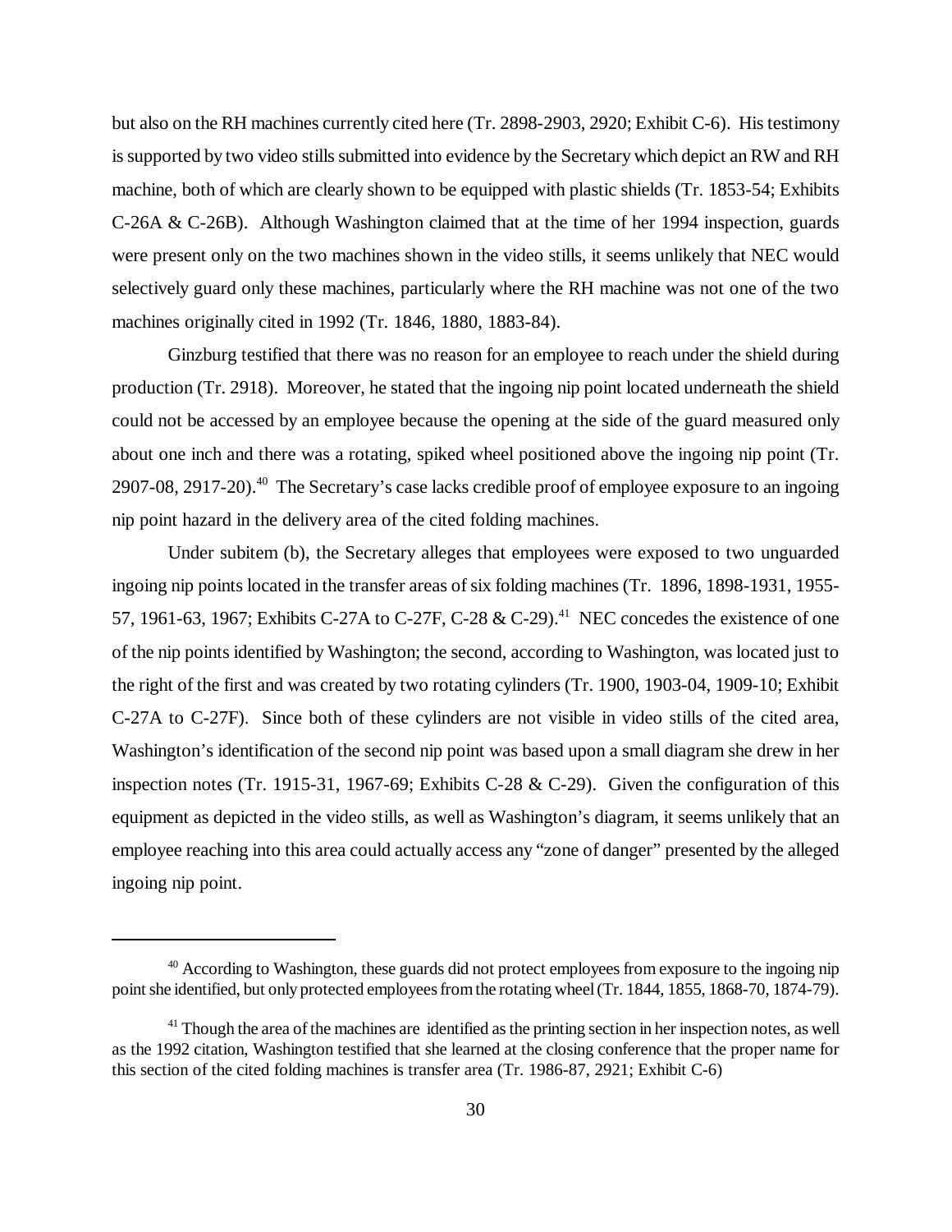but also on the RH machines currently cited here (Tr. 2898-2903, 2920; Exhibit C-6). His testimony is supported by two video stills submitted into evidence by the Secretary which depict an RW and RH machine, both of which are clearly shown to be equipped with plastic shields (Tr. 1853-54; Exhibits C-26A & C-26B). Although Washington claimed that at the time of her 1994 inspection, guards were present only on the two machines shown in the video stills, it seems unlikely that NEC would selectively guard only these machines, particularly where the RH machine was not one of the two machines originally cited in 1992 (Tr. 1846, 1880, 1883-84).

Ginzburg testified that there was no reason for an employee to reach under the shield during production (Tr. 2918). Moreover, he stated that the ingoing nip point located underneath the shield could not be accessed by an employee because the opening at the side of the guard measured only about one inch and there was a rotating, spiked wheel positioned above the ingoing nip point (Tr. 2907-08, 2917-20).[40] The Secretary's case lacks credible proof of employee exposure to an ingoing nip point hazard in the delivery area of the cited folding machines.

Under subitem (b), the Secretary alleges that employees were exposed to two unguarded ingoing nip points located in the transfer areas of six folding machines (Tr. 1896, 1898-1931, 1955-57, 1961-63, 1967; Exhibits C-27A to C-27F, C-28 & C-29).[41] NEC concedes the existence of one of the nip points identified by Washington; the second, according to Washington, was located just to the right of the first and was created by two rotating cylinders (Tr. 1900, 1903-04, 1909-10; Exhibit C-27A to C-27F). Since both of these cylinders are not visible in video stills of the cited area, Washington's identification of the second nip point was based upon a small diagram she drew in her inspection notes (Tr. 1915-31, 1967-69; Exhibits C-28 & C-29). Given the configuration of this equipment as depicted in the video stills, as well as Washington's diagram, it seems unlikely that an employee reaching into this area could actually access any "zone of danger" presented by the alleged ingoing nip point.

---

[40] According to Washington, these guards did not protect employees from exposure to the ingoing nip point she identified, but only protected employees from the rotating wheel (Tr. 1844, 1855, 1868-70, 1874-79).

[41] Though the area of the machines are identified as the printing section in her inspection notes, as well as the 1992 citation, Washington testified that she learned at the closing conference that the proper name for this section of the cited folding machines is transfer area (Tr. 1986-87, 2921; Exhibit C-6)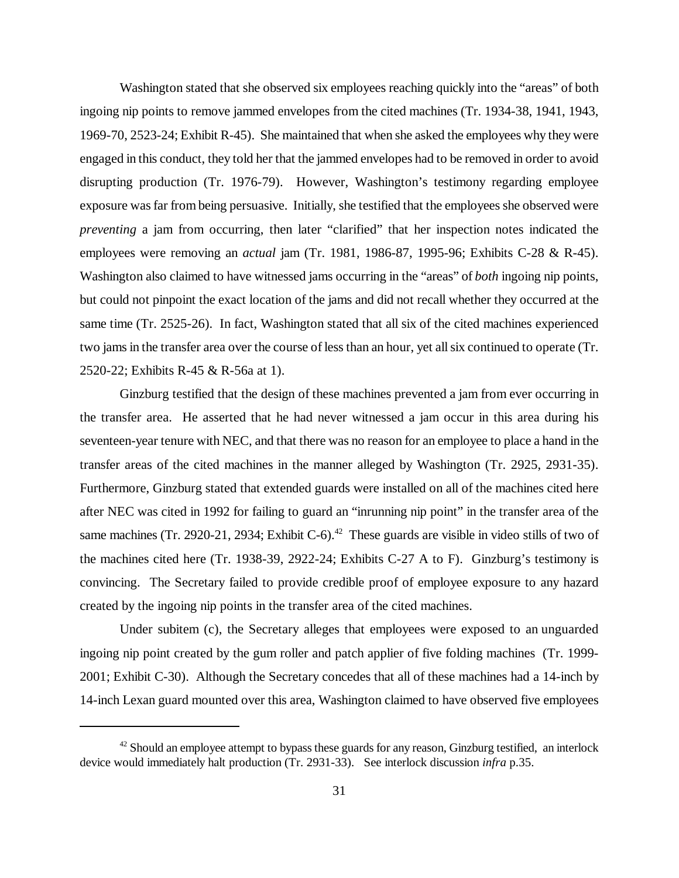Washington stated that she observed six employees reaching quickly into the "areas" of both ingoing nip points to remove jammed envelopes from the cited machines (Tr. 1934-38, 1941, 1943, 1969-70, 2523-24; Exhibit R-45). She maintained that when she asked the employees why they were engaged in this conduct, they told her that the jammed envelopes had to be removed in order to avoid disrupting production (Tr. 1976-79). However, Washington's testimony regarding employee exposure was far from being persuasive. Initially, she testified that the employees she observed were *preventing* a jam from occurring, then later "clarified" that her inspection notes indicated the employees were removing an *actual* jam (Tr. 1981, 1986-87, 1995-96; Exhibits C-28 & R-45). Washington also claimed to have witnessed jams occurring in the "areas" of *both* ingoing nip points, but could not pinpoint the exact location of the jams and did not recall whether they occurred at the same time (Tr. 2525-26). In fact, Washington stated that all six of the cited machines experienced two jams in the transfer area over the course of less than an hour, yet all six continued to operate (Tr. 2520-22; Exhibits R-45 & R-56a at 1).

Ginzburg testified that the design of these machines prevented a jam from ever occurring in the transfer area. He asserted that he had never witnessed a jam occur in this area during his seventeen-year tenure with NEC, and that there was no reason for an employee to place a hand in the transfer areas of the cited machines in the manner alleged by Washington (Tr. 2925, 2931-35). Furthermore, Ginzburg stated that extended guards were installed on all of the machines cited here after NEC was cited in 1992 for failing to guard an "inrunning nip point" in the transfer area of the same machines (Tr. 2920-21, 2934; Exhibit C-6).[42] These guards are visible in video stills of two of the machines cited here (Tr. 1938-39, 2922-24; Exhibits C-27 A to F). Ginzburg's testimony is convincing. The Secretary failed to provide credible proof of employee exposure to any hazard created by the ingoing nip points in the transfer area of the cited machines.

Under subitem (c), the Secretary alleges that employees were exposed to an unguarded ingoing nip point created by the gum roller and patch applier of five folding machines (Tr. 1999-2001; Exhibit C-30). Although the Secretary concedes that all of these machines had a 14-inch by 14-inch Lexan guard mounted over this area, Washington claimed to have observed five employees

[42] Should an employee attempt to bypass these guards for any reason, Ginzburg testified, an interlock device would immediately halt production (Tr. 2931-33). See interlock discussion *infra* p.35.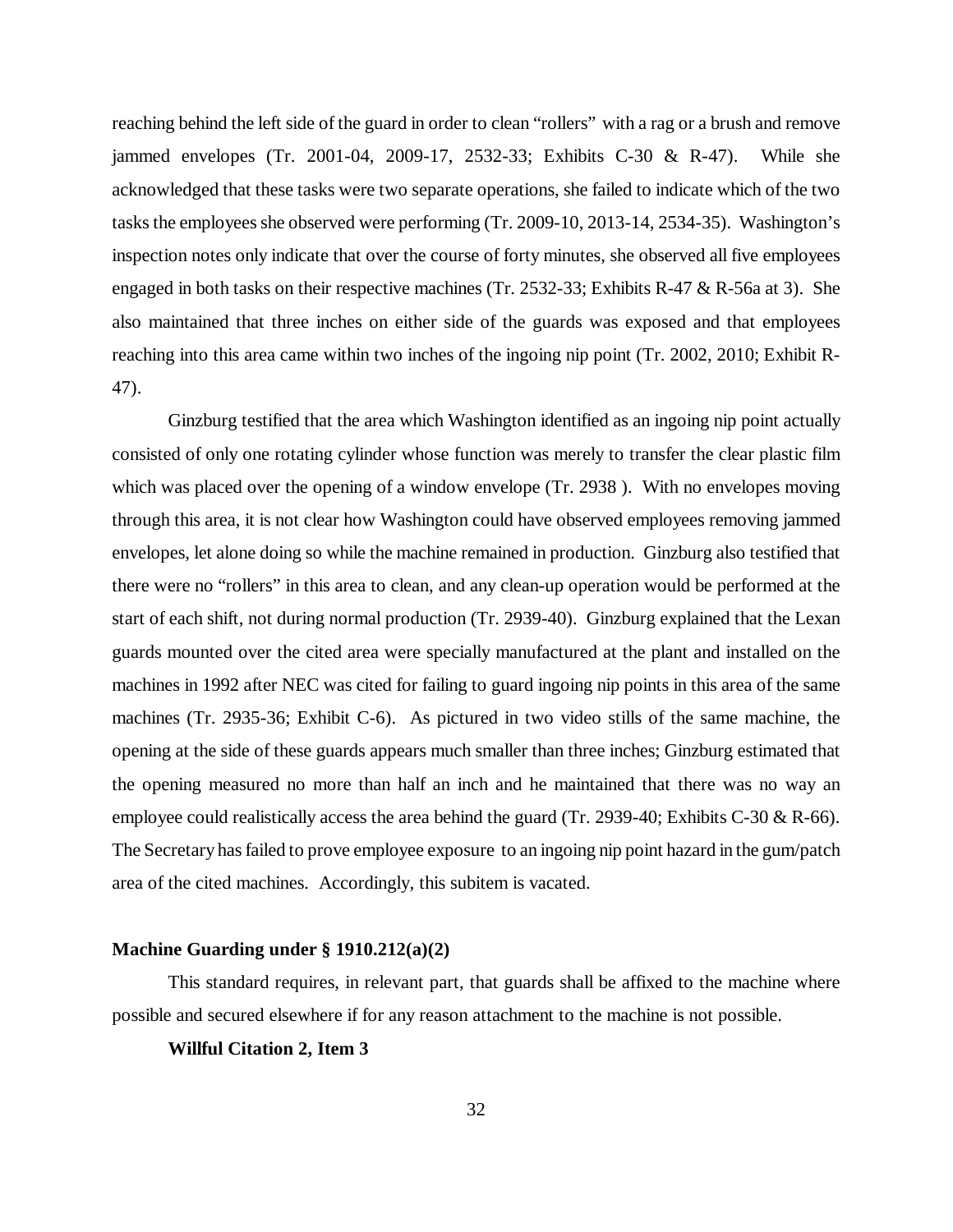reaching behind the left side of the guard in order to clean "rollers" with a rag or a brush and remove jammed envelopes (Tr. 2001-04, 2009-17, 2532-33; Exhibits C-30 & R-47). While she acknowledged that these tasks were two separate operations, she failed to indicate which of the two tasks the employees she observed were performing (Tr. 2009-10, 2013-14, 2534-35). Washington's inspection notes only indicate that over the course of forty minutes, she observed all five employees engaged in both tasks on their respective machines (Tr. 2532-33; Exhibits R-47 & R-56a at 3). She also maintained that three inches on either side of the guards was exposed and that employees reaching into this area came within two inches of the ingoing nip point (Tr. 2002, 2010; Exhibit R-47).

Ginzburg testified that the area which Washington identified as an ingoing nip point actually consisted of only one rotating cylinder whose function was merely to transfer the clear plastic film which was placed over the opening of a window envelope (Tr. 2938 ). With no envelopes moving through this area, it is not clear how Washington could have observed employees removing jammed envelopes, let alone doing so while the machine remained in production. Ginzburg also testified that there were no "rollers" in this area to clean, and any clean-up operation would be performed at the start of each shift, not during normal production (Tr. 2939-40). Ginzburg explained that the Lexan guards mounted over the cited area were specially manufactured at the plant and installed on the machines in 1992 after NEC was cited for failing to guard ingoing nip points in this area of the same machines (Tr. 2935-36; Exhibit C-6). As pictured in two video stills of the same machine, the opening at the side of these guards appears much smaller than three inches; Ginzburg estimated that the opening measured no more than half an inch and he maintained that there was no way an employee could realistically access the area behind the guard (Tr. 2939-40; Exhibits C-30 & R-66). The Secretary has failed to prove employee exposure to an ingoing nip point hazard in the gum/patch area of the cited machines. Accordingly, this subitem is vacated.

**Machine Guarding under § 1910.212(a)(2)**

This standard requires, in relevant part, that guards shall be affixed to the machine where possible and secured elsewhere if for any reason attachment to the machine is not possible.

**Willful Citation 2, Item 3**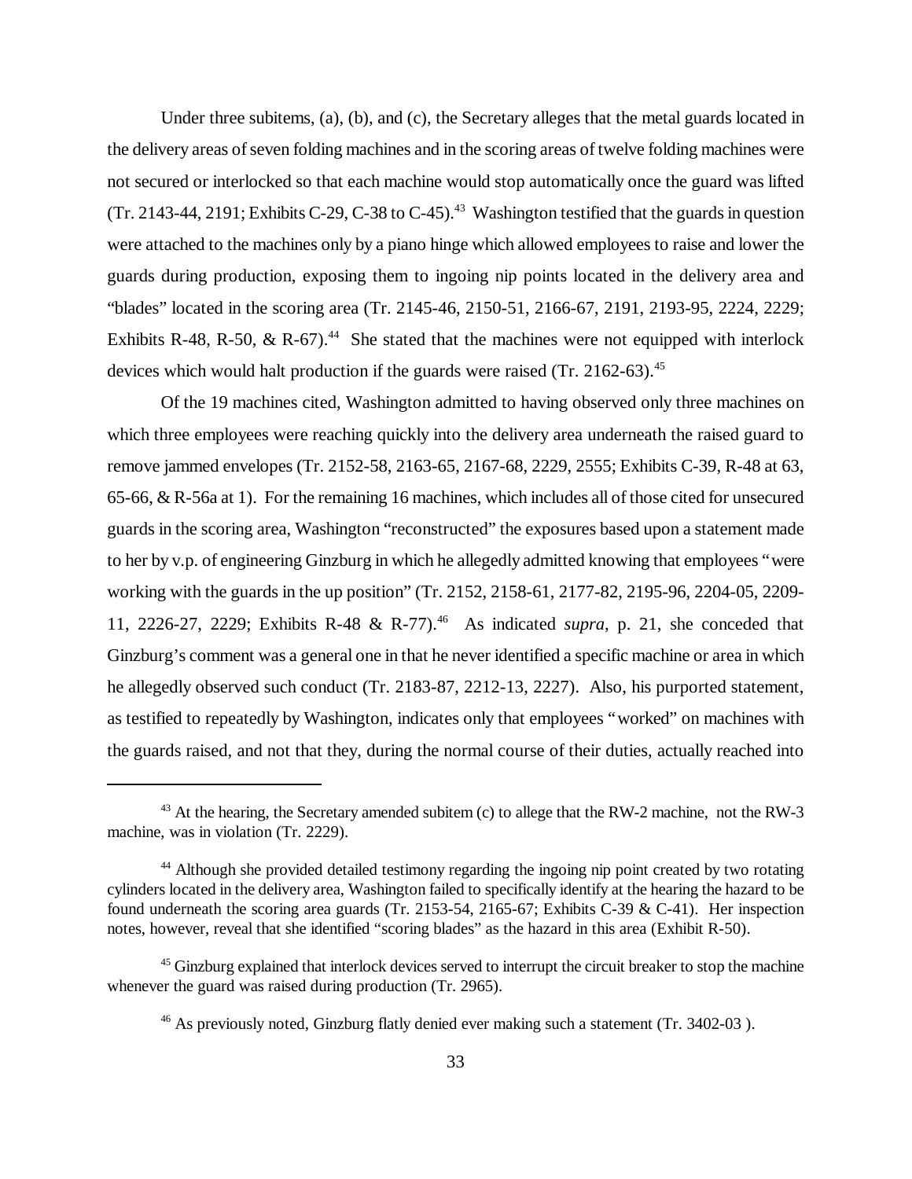Under three subitems, (a), (b), and (c), the Secretary alleges that the metal guards located in the delivery areas of seven folding machines and in the scoring areas of twelve folding machines were not secured or interlocked so that each machine would stop automatically once the guard was lifted (Tr. 2143-44, 2191; Exhibits C-29, C-38 to C-45).[43] Washington testified that the guards in question were attached to the machines only by a piano hinge which allowed employees to raise and lower the guards during production, exposing them to ingoing nip points located in the delivery area and "blades" located in the scoring area (Tr. 2145-46, 2150-51, 2166-67, 2191, 2193-95, 2224, 2229; Exhibits R-48, R-50, & R-67).[44] She stated that the machines were not equipped with interlock devices which would halt production if the guards were raised (Tr. 2162-63).[45]

Of the 19 machines cited, Washington admitted to having observed only three machines on which three employees were reaching quickly into the delivery area underneath the raised guard to remove jammed envelopes (Tr. 2152-58, 2163-65, 2167-68, 2229, 2555; Exhibits C-39, R-48 at 63, 65-66, & R-56a at 1). For the remaining 16 machines, which includes all of those cited for unsecured guards in the scoring area, Washington "reconstructed" the exposures based upon a statement made to her by v.p. of engineering Ginzburg in which he allegedly admitted knowing that employees "were working with the guards in the up position" (Tr. 2152, 2158-61, 2177-82, 2195-96, 2204-05, 2209-11, 2226-27, 2229; Exhibits R-48 & R-77).[46] As indicated *supra*, p. 21, she conceded that Ginzburg's comment was a general one in that he never identified a specific machine or area in which he allegedly observed such conduct (Tr. 2183-87, 2212-13, 2227). Also, his purported statement, as testified to repeatedly by Washington, indicates only that employees "worked" on machines with the guards raised, and not that they, during the normal course of their duties, actually reached into

---

[43] At the hearing, the Secretary amended subitem (c) to allege that the RW-2 machine, not the RW-3 machine, was in violation (Tr. 2229).

[44] Although she provided detailed testimony regarding the ingoing nip point created by two rotating cylinders located in the delivery area, Washington failed to specifically identify at the hearing the hazard to be found underneath the scoring area guards (Tr. 2153-54, 2165-67; Exhibits C-39 & C-41). Her inspection notes, however, reveal that she identified "scoring blades" as the hazard in this area (Exhibit R-50).

[45] Ginzburg explained that interlock devices served to interrupt the circuit breaker to stop the machine whenever the guard was raised during production (Tr. 2965).

[46] As previously noted, Ginzburg flatly denied ever making such a statement (Tr. 3402-03 ).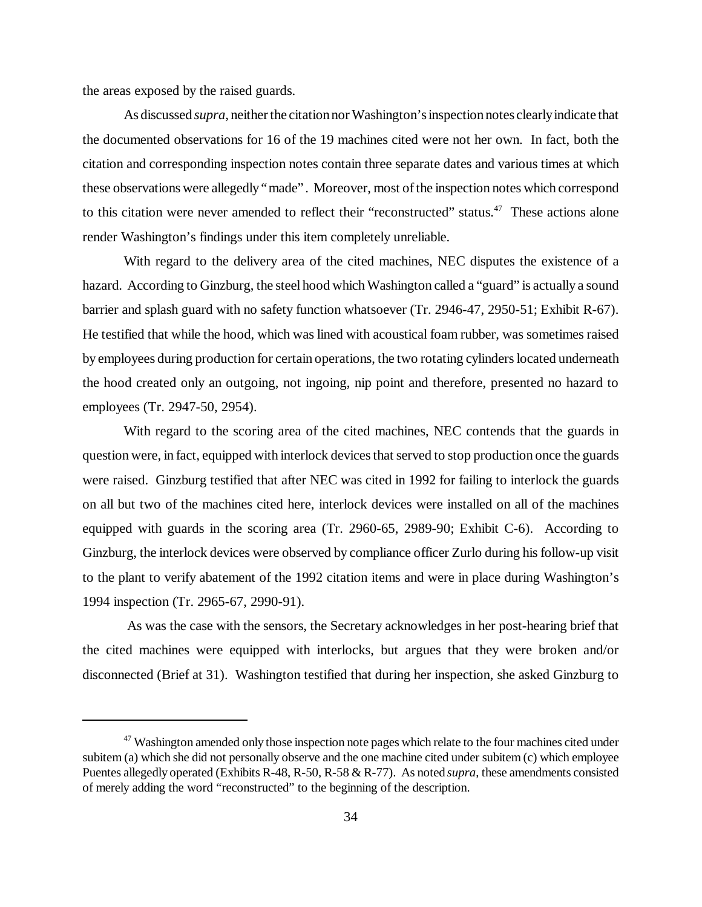the areas exposed by the raised guards.

As discussed *supra*, neither the citation nor Washington's inspection notes clearly indicate that the documented observations for 16 of the 19 machines cited were not her own. In fact, both the citation and corresponding inspection notes contain three separate dates and various times at which these observations were allegedly "made". Moreover, most of the inspection notes which correspond to this citation were never amended to reflect their "reconstructed" status.[47] These actions alone render Washington's findings under this item completely unreliable.

With regard to the delivery area of the cited machines, NEC disputes the existence of a hazard. According to Ginzburg, the steel hood which Washington called a "guard" is actually a sound barrier and splash guard with no safety function whatsoever (Tr. 2946-47, 2950-51; Exhibit R-67). He testified that while the hood, which was lined with acoustical foam rubber, was sometimes raised by employees during production for certain operations, the two rotating cylinders located underneath the hood created only an outgoing, not ingoing, nip point and therefore, presented no hazard to employees (Tr. 2947-50, 2954).

With regard to the scoring area of the cited machines, NEC contends that the guards in question were, in fact, equipped with interlock devices that served to stop production once the guards were raised. Ginzburg testified that after NEC was cited in 1992 for failing to interlock the guards on all but two of the machines cited here, interlock devices were installed on all of the machines equipped with guards in the scoring area (Tr. 2960-65, 2989-90; Exhibit C-6). According to Ginzburg, the interlock devices were observed by compliance officer Zurlo during his follow-up visit to the plant to verify abatement of the 1992 citation items and were in place during Washington's 1994 inspection (Tr. 2965-67, 2990-91).

As was the case with the sensors, the Secretary acknowledges in her post-hearing brief that the cited machines were equipped with interlocks, but argues that they were broken and/or disconnected (Brief at 31). Washington testified that during her inspection, she asked Ginzburg to

---

[47] Washington amended only those inspection note pages which relate to the four machines cited under subitem (a) which she did not personally observe and the one machine cited under subitem (c) which employee Puentes allegedly operated (Exhibits R-48, R-50, R-58 & R-77). As noted *supra*, these amendments consisted of merely adding the word "reconstructed" to the beginning of the description.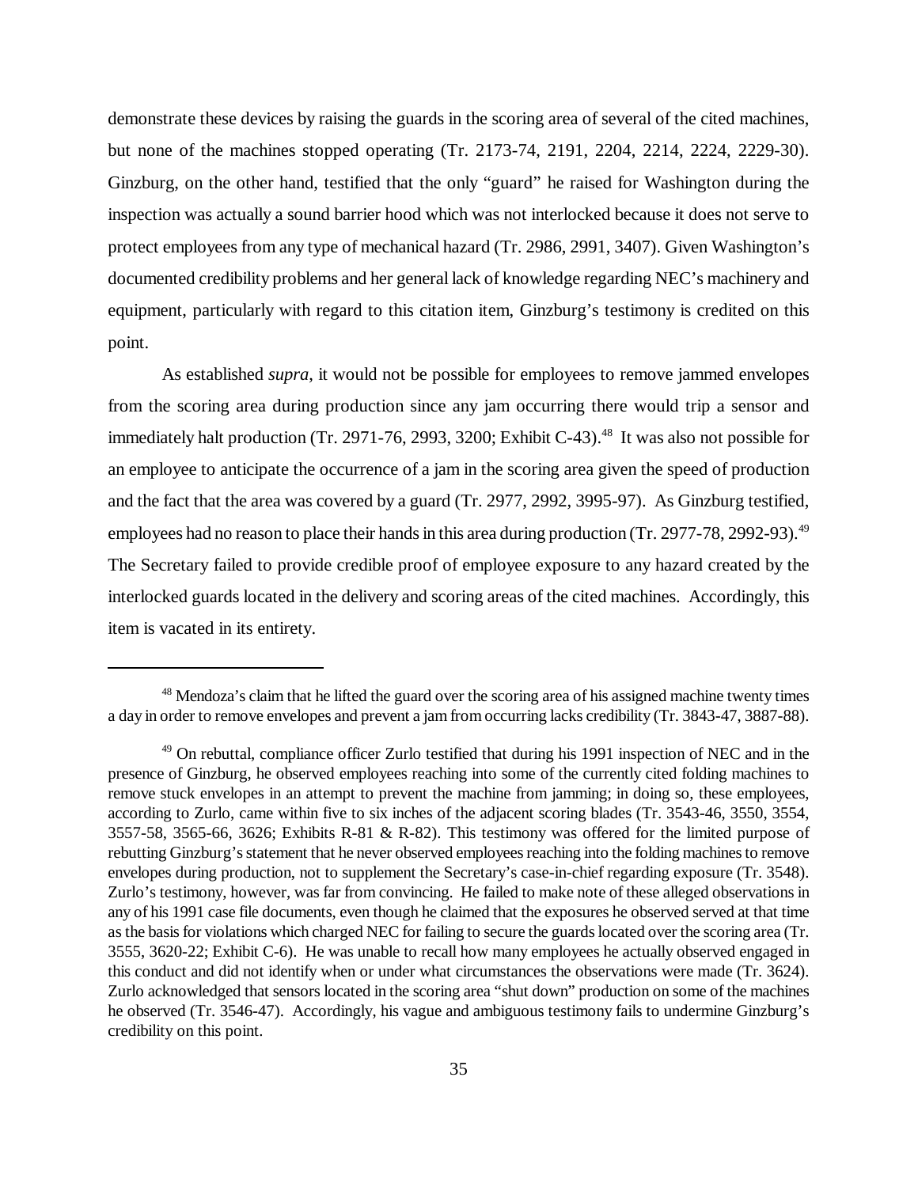demonstrate these devices by raising the guards in the scoring area of several of the cited machines, but none of the machines stopped operating (Tr. 2173-74, 2191, 2204, 2214, 2224, 2229-30). Ginzburg, on the other hand, testified that the only "guard" he raised for Washington during the inspection was actually a sound barrier hood which was not interlocked because it does not serve to protect employees from any type of mechanical hazard (Tr. 2986, 2991, 3407). Given Washington's documented credibility problems and her general lack of knowledge regarding NEC's machinery and equipment, particularly with regard to this citation item, Ginzburg's testimony is credited on this point.

As established *supra*, it would not be possible for employees to remove jammed envelopes from the scoring area during production since any jam occurring there would trip a sensor and immediately halt production (Tr. 2971-76, 2993, 3200; Exhibit C-43).[48] It was also not possible for an employee to anticipate the occurrence of a jam in the scoring area given the speed of production and the fact that the area was covered by a guard (Tr. 2977, 2992, 3995-97). As Ginzburg testified, employees had no reason to place their hands in this area during production (Tr. 2977-78, 2992-93).[49] The Secretary failed to provide credible proof of employee exposure to any hazard created by the interlocked guards located in the delivery and scoring areas of the cited machines. Accordingly, this item is vacated in its entirety.

---

[48] Mendoza's claim that he lifted the guard over the scoring area of his assigned machine twenty times a day in order to remove envelopes and prevent a jam from occurring lacks credibility (Tr. 3843-47, 3887-88).

[49] On rebuttal, compliance officer Zurlo testified that during his 1991 inspection of NEC and in the presence of Ginzburg, he observed employees reaching into some of the currently cited folding machines to remove stuck envelopes in an attempt to prevent the machine from jamming; in doing so, these employees, according to Zurlo, came within five to six inches of the adjacent scoring blades (Tr. 3543-46, 3550, 3554, 3557-58, 3565-66, 3626; Exhibits R-81 & R-82). This testimony was offered for the limited purpose of rebutting Ginzburg's statement that he never observed employees reaching into the folding machines to remove envelopes during production, not to supplement the Secretary's case-in-chief regarding exposure (Tr. 3548). Zurlo's testimony, however, was far from convincing. He failed to make note of these alleged observations in any of his 1991 case file documents, even though he claimed that the exposures he observed served at that time as the basis for violations which charged NEC for failing to secure the guards located over the scoring area (Tr. 3555, 3620-22; Exhibit C-6). He was unable to recall how many employees he actually observed engaged in this conduct and did not identify when or under what circumstances the observations were made (Tr. 3624). Zurlo acknowledged that sensors located in the scoring area "shut down" production on some of the machines he observed (Tr. 3546-47). Accordingly, his vague and ambiguous testimony fails to undermine Ginzburg's credibility on this point.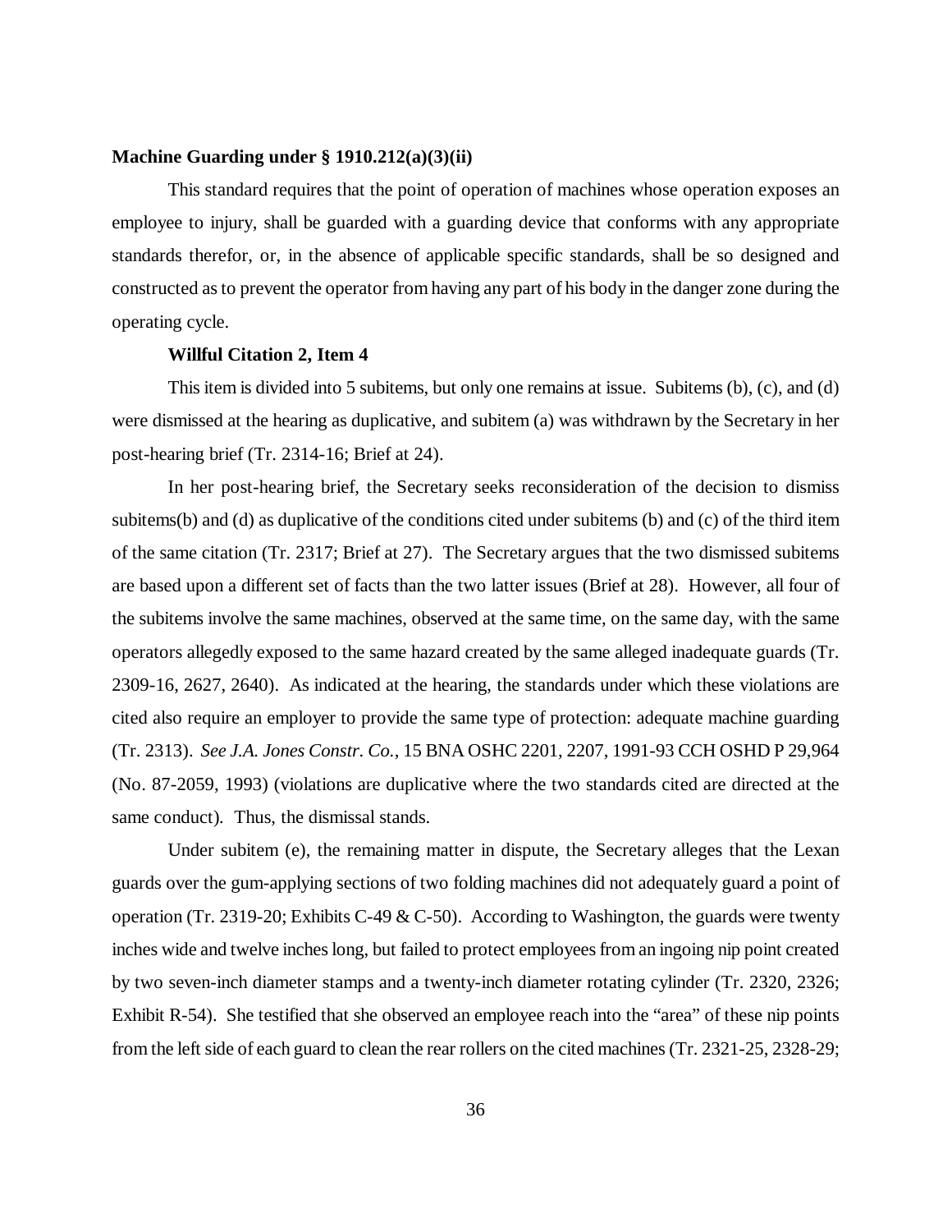**Machine Guarding under § 1910.212(a)(3)(ii)**

This standard requires that the point of operation of machines whose operation exposes an employee to injury, shall be guarded with a guarding device that conforms with any appropriate standards therefor, or, in the absence of applicable specific standards, shall be so designed and constructed as to prevent the operator from having any part of his body in the danger zone during the operating cycle.

**Willful Citation 2, Item 4**

This item is divided into 5 subitems, but only one remains at issue. Subitems (b), (c), and (d) were dismissed at the hearing as duplicative, and subitem (a) was withdrawn by the Secretary in her post-hearing brief (Tr. 2314-16; Brief at 24).

In her post-hearing brief, the Secretary seeks reconsideration of the decision to dismiss subitems(b) and (d) as duplicative of the conditions cited under subitems (b) and (c) of the third item of the same citation (Tr. 2317; Brief at 27). The Secretary argues that the two dismissed subitems are based upon a different set of facts than the two latter issues (Brief at 28). However, all four of the subitems involve the same machines, observed at the same time, on the same day, with the same operators allegedly exposed to the same hazard created by the same alleged inadequate guards (Tr. 2309-16, 2627, 2640). As indicated at the hearing, the standards under which these violations are cited also require an employer to provide the same type of protection: adequate machine guarding (Tr. 2313). *See J.A. Jones Constr. Co.*, 15 BNA OSHC 2201, 2207, 1991-93 CCH OSHD P 29,964 (No. 87-2059, 1993) (violations are duplicative where the two standards cited are directed at the same conduct). Thus, the dismissal stands.

Under subitem (e), the remaining matter in dispute, the Secretary alleges that the Lexan guards over the gum-applying sections of two folding machines did not adequately guard a point of operation (Tr. 2319-20; Exhibits C-49 & C-50). According to Washington, the guards were twenty inches wide and twelve inches long, but failed to protect employees from an ingoing nip point created by two seven-inch diameter stamps and a twenty-inch diameter rotating cylinder (Tr. 2320, 2326; Exhibit R-54). She testified that she observed an employee reach into the "area" of these nip points from the left side of each guard to clean the rear rollers on the cited machines (Tr. 2321-25, 2328-29;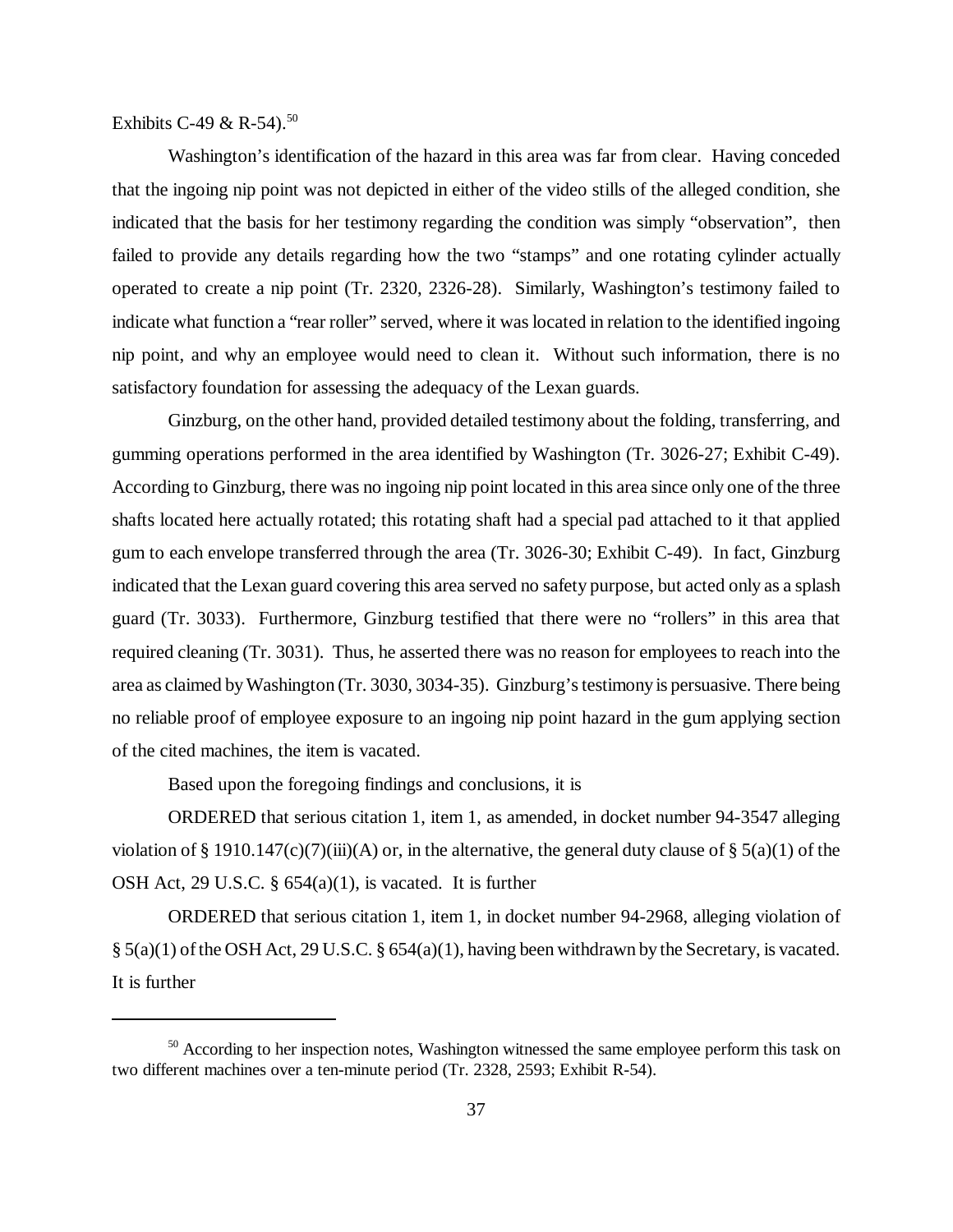Exhibits C-49 & R-54).[50]

Washington's identification of the hazard in this area was far from clear. Having conceded that the ingoing nip point was not depicted in either of the video stills of the alleged condition, she indicated that the basis for her testimony regarding the condition was simply "observation", then failed to provide any details regarding how the two "stamps" and one rotating cylinder actually operated to create a nip point (Tr. 2320, 2326-28). Similarly, Washington's testimony failed to indicate what function a "rear roller" served, where it was located in relation to the identified ingoing nip point, and why an employee would need to clean it. Without such information, there is no satisfactory foundation for assessing the adequacy of the Lexan guards.

Ginzburg, on the other hand, provided detailed testimony about the folding, transferring, and gumming operations performed in the area identified by Washington (Tr. 3026-27; Exhibit C-49). According to Ginzburg, there was no ingoing nip point located in this area since only one of the three shafts located here actually rotated; this rotating shaft had a special pad attached to it that applied gum to each envelope transferred through the area (Tr. 3026-30; Exhibit C-49). In fact, Ginzburg indicated that the Lexan guard covering this area served no safety purpose, but acted only as a splash guard (Tr. 3033). Furthermore, Ginzburg testified that there were no "rollers" in this area that required cleaning (Tr. 3031). Thus, he asserted there was no reason for employees to reach into the area as claimed by Washington (Tr. 3030, 3034-35). Ginzburg's testimony is persuasive. There being no reliable proof of employee exposure to an ingoing nip point hazard in the gum applying section of the cited machines, the item is vacated.

Based upon the foregoing findings and conclusions, it is

ORDERED that serious citation 1, item 1, as amended, in docket number 94-3547 alleging violation of § 1910.147(c)(7)(iii)(A) or, in the alternative, the general duty clause of § 5(a)(1) of the OSH Act, 29 U.S.C. § 654(a)(1), is vacated. It is further

ORDERED that serious citation 1, item 1, in docket number 94-2968, alleging violation of § 5(a)(1) of the OSH Act, 29 U.S.C. § 654(a)(1), having been withdrawn by the Secretary, is vacated. It is further

[50] According to her inspection notes, Washington witnessed the same employee perform this task on two different machines over a ten-minute period (Tr. 2328, 2593; Exhibit R-54).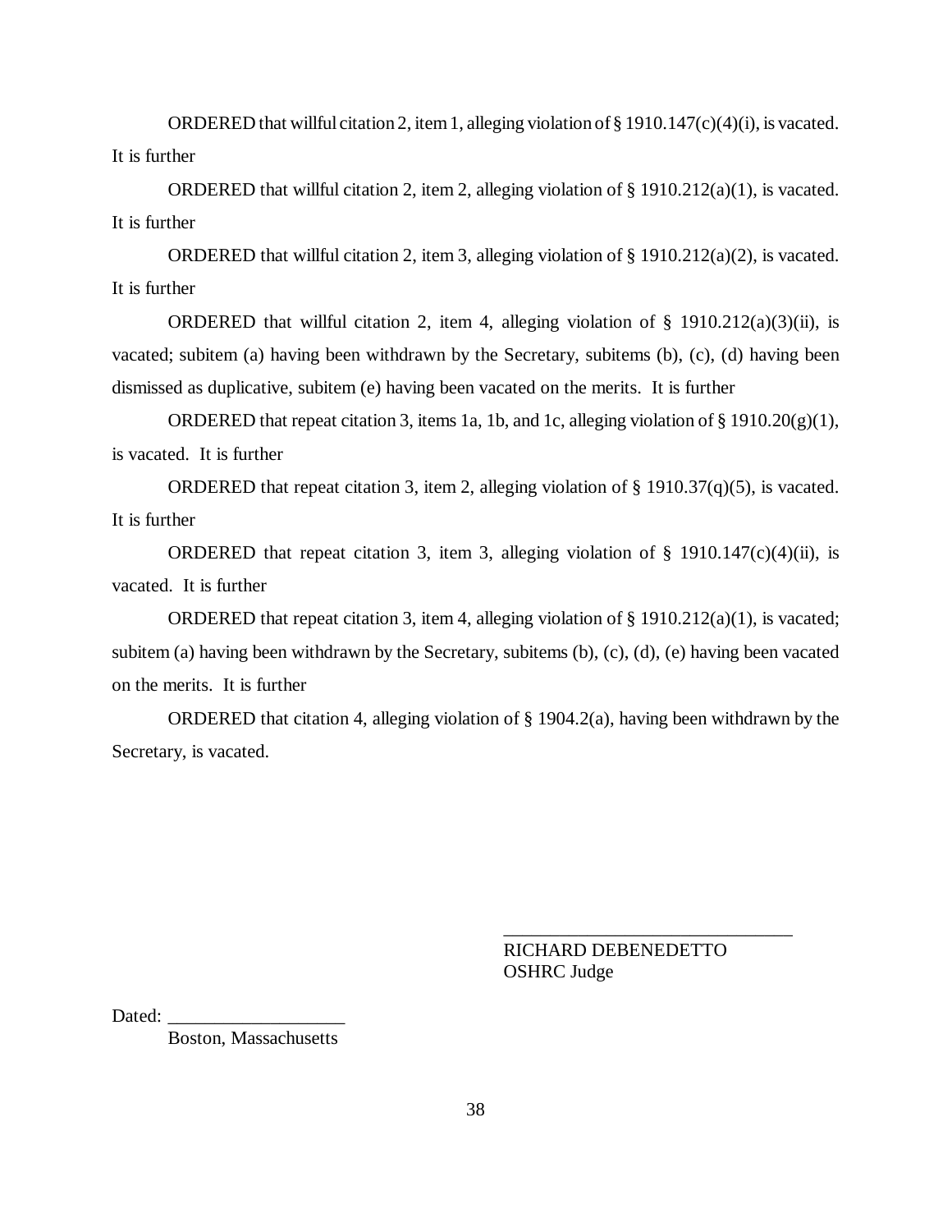ORDERED that willful citation 2, item 1, alleging violation of § 1910.147(c)(4)(i), is vacated. It is further

ORDERED that willful citation 2, item 2, alleging violation of § 1910.212(a)(1), is vacated. It is further

ORDERED that willful citation 2, item 3, alleging violation of § 1910.212(a)(2), is vacated. It is further

ORDERED that willful citation 2, item 4, alleging violation of § 1910.212(a)(3)(ii), is vacated; subitem (a) having been withdrawn by the Secretary, subitems (b), (c), (d) having been dismissed as duplicative, subitem (e) having been vacated on the merits. It is further

ORDERED that repeat citation 3, items 1a, 1b, and 1c, alleging violation of § 1910.20(g)(1), is vacated. It is further

ORDERED that repeat citation 3, item 2, alleging violation of § 1910.37(q)(5), is vacated. It is further

ORDERED that repeat citation 3, item 3, alleging violation of § 1910.147(c)(4)(ii), is vacated. It is further

ORDERED that repeat citation 3, item 4, alleging violation of § 1910.212(a)(1), is vacated; subitem (a) having been withdrawn by the Secretary, subitems (b), (c), (d), (e) having been vacated on the merits. It is further

ORDERED that citation 4, alleging violation of § 1904.2(a), having been withdrawn by the Secretary, is vacated.

\_\_\_\_\_\_\_\_\_\_\_\_\_\_\_\_\_\_\_\_\_\_\_\_\_\_\_\_\_\_
RICHARD DEBENEDETTO
OSHRC Judge

Dated: \_\_\_\_\_\_\_\_\_\_\_\_\_\_\_\_\_\_\_
Boston, Massachusetts